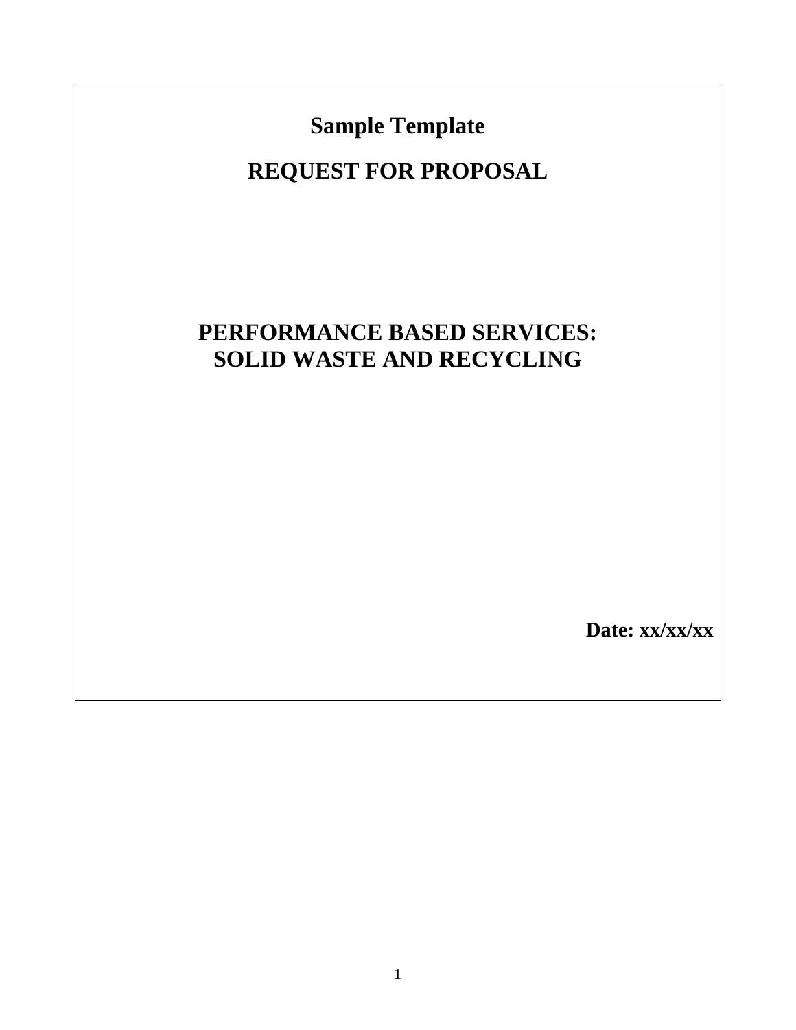**Sample Template**

# REQUEST FOR PROPOSAL

## PERFORMANCE BASED SERVICES:
## SOLID WASTE AND RECYCLING

**Date: xx/xx/xx**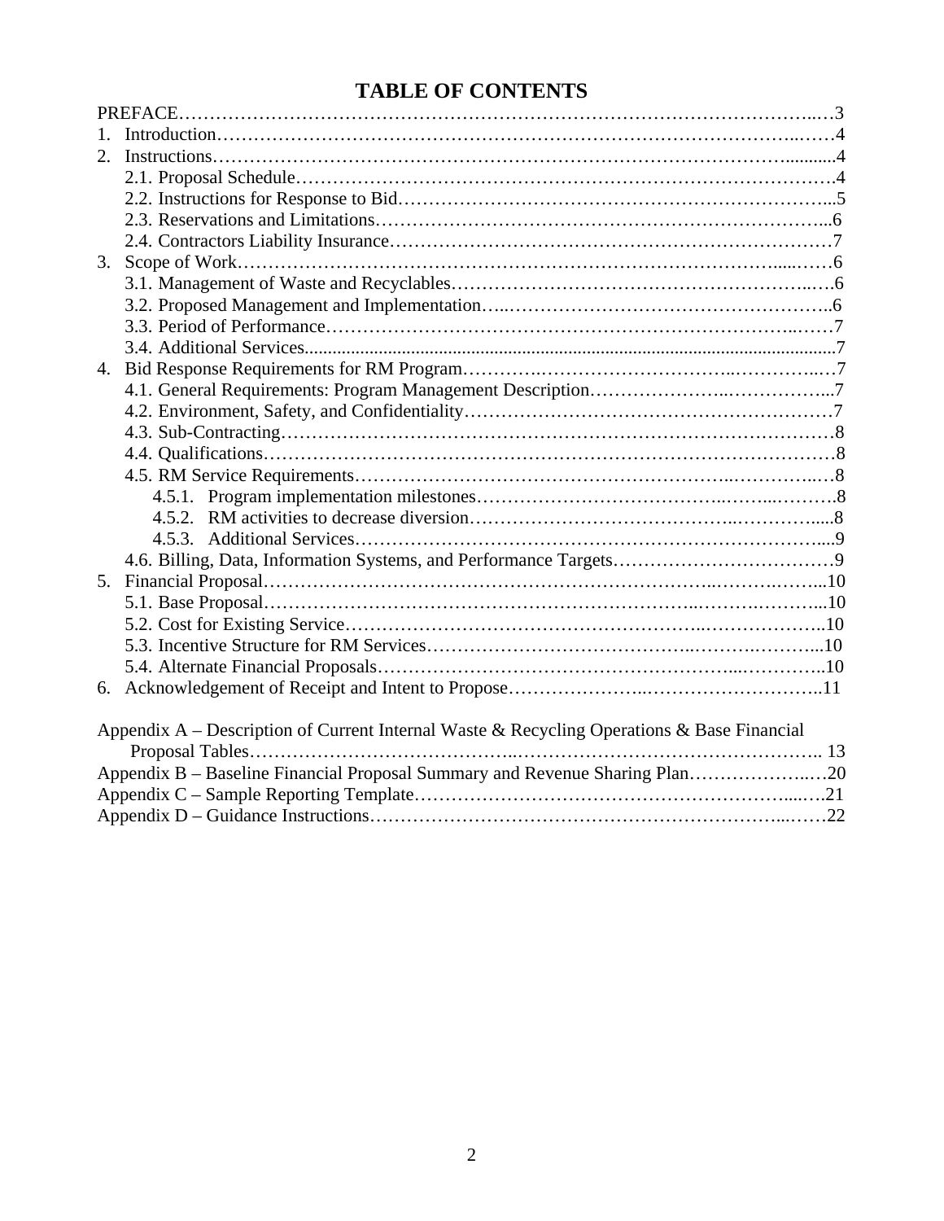# TABLE OF CONTENTS

PREFACE…3

1. Introduction…4
2. Instructions…4
   - 2.1. Proposal Schedule…4
   - 2.2. Instructions for Response to Bid…5
   - 2.3. Reservations and Limitations…6
   - 2.4. Contractors Liability Insurance…7
3. Scope of Work…6
   - 3.1. Management of Waste and Recyclables…6
   - 3.2. Proposed Management and Implementation…6
   - 3.3. Period of Performance…7
   - 3.4. Additional Services…7
4. Bid Response Requirements for RM Program…7
   - 4.1. General Requirements: Program Management Description…7
   - 4.2. Environment, Safety, and Confidentiality…7
   - 4.3. Sub-Contracting…8
   - 4.4. Qualifications…8
   - 4.5. RM Service Requirements…8
     - 4.5.1. Program implementation milestones…8
     - 4.5.2. RM activities to decrease diversion…8
     - 4.5.3. Additional Services…9
   - 4.6. Billing, Data, Information Systems, and Performance Targets…9
5. Financial Proposal…10
   - 5.1. Base Proposal…10
   - 5.2. Cost for Existing Service…10
   - 5.3. Incentive Structure for RM Services…10
   - 5.4. Alternate Financial Proposals…10
6. Acknowledgement of Receipt and Intent to Propose…11

Appendix A – Description of Current Internal Waste & Recycling Operations & Base Financial Proposal Tables… 13

Appendix B – Baseline Financial Proposal Summary and Revenue Sharing Plan…20

Appendix C – Sample Reporting Template…21

Appendix D – Guidance Instructions…22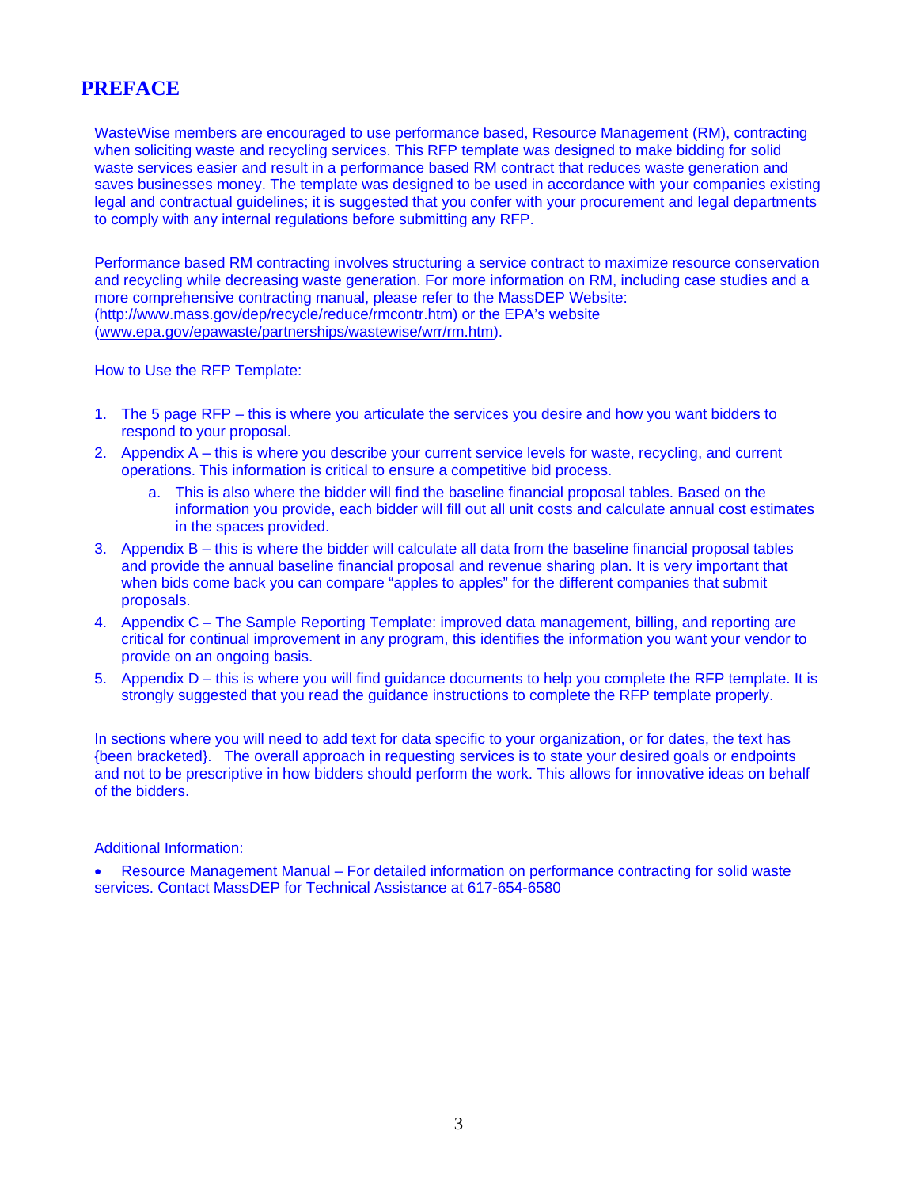# PREFACE

WasteWise members are encouraged to use performance based, Resource Management (RM), contracting when soliciting waste and recycling services. This RFP template was designed to make bidding for solid waste services easier and result in a performance based RM contract that reduces waste generation and saves businesses money. The template was designed to be used in accordance with your companies existing legal and contractual guidelines; it is suggested that you confer with your procurement and legal departments to comply with any internal regulations before submitting any RFP.

Performance based RM contracting involves structuring a service contract to maximize resource conservation and recycling while decreasing waste generation. For more information on RM, including case studies and a more comprehensive contracting manual, please refer to the MassDEP Website: (http://www.mass.gov/dep/recycle/reduce/rmcontr.htm) or the EPA's website (www.epa.gov/epawaste/partnerships/wastewise/wrr/rm.htm).

How to Use the RFP Template:

1. The 5 page RFP – this is where you articulate the services you desire and how you want bidders to respond to your proposal.
2. Appendix A – this is where you describe your current service levels for waste, recycling, and current operations. This information is critical to ensure a competitive bid process.
   a. This is also where the bidder will find the baseline financial proposal tables. Based on the information you provide, each bidder will fill out all unit costs and calculate annual cost estimates in the spaces provided.
3. Appendix B – this is where the bidder will calculate all data from the baseline financial proposal tables and provide the annual baseline financial proposal and revenue sharing plan. It is very important that when bids come back you can compare "apples to apples" for the different companies that submit proposals.
4. Appendix C – The Sample Reporting Template: improved data management, billing, and reporting are critical for continual improvement in any program, this identifies the information you want your vendor to provide on an ongoing basis.
5. Appendix D – this is where you will find guidance documents to help you complete the RFP template. It is strongly suggested that you read the guidance instructions to complete the RFP template properly.

In sections where you will need to add text for data specific to your organization, or for dates, the text has {been bracketed}. The overall approach in requesting services is to state your desired goals or endpoints and not to be prescriptive in how bidders should perform the work. This allows for innovative ideas on behalf of the bidders.

Additional Information:

- Resource Management Manual – For detailed information on performance contracting for solid waste services. Contact MassDEP for Technical Assistance at 617-654-6580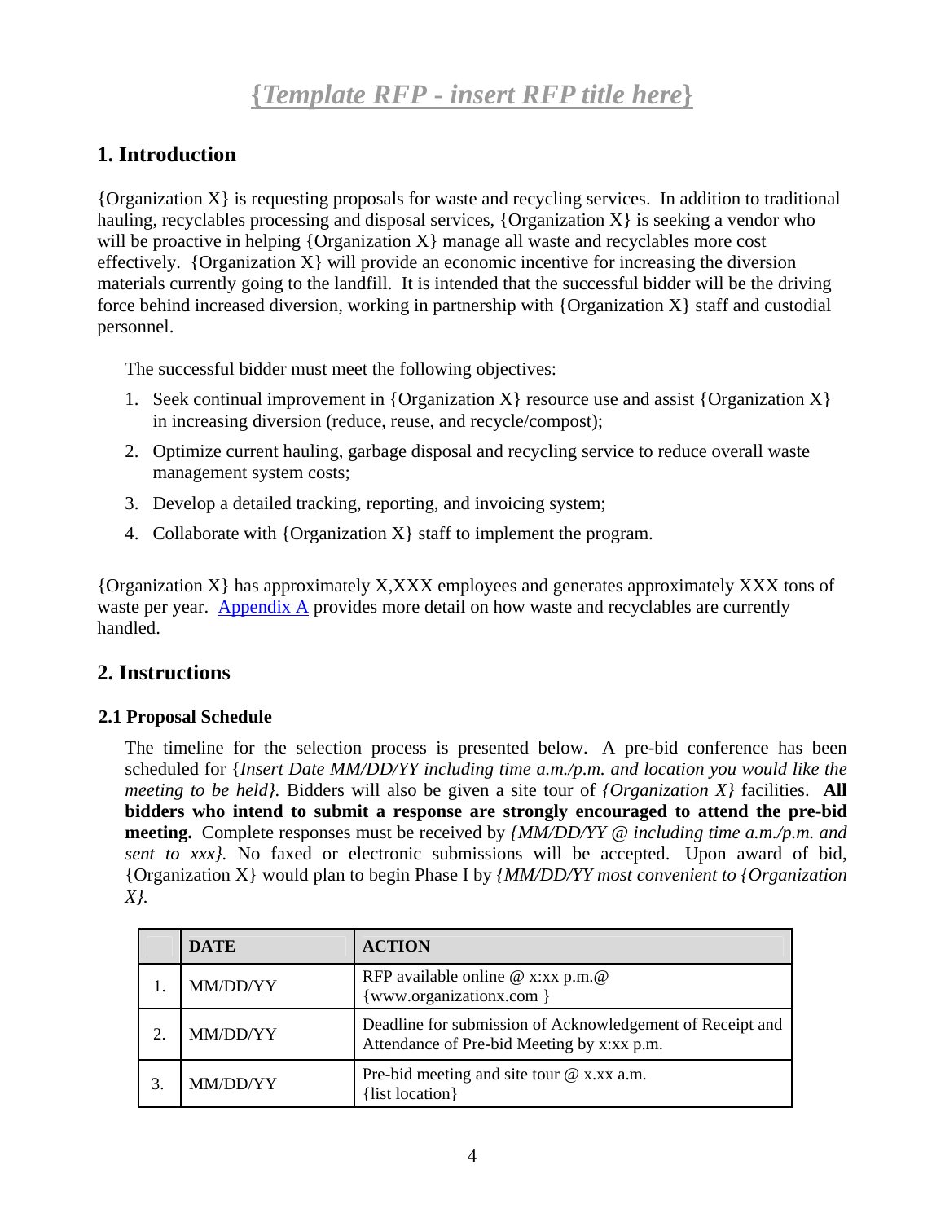# *{Template RFP - insert RFP title here}*

## 1. Introduction

{Organization X} is requesting proposals for waste and recycling services. In addition to traditional hauling, recyclables processing and disposal services, {Organization X} is seeking a vendor who will be proactive in helping {Organization X} manage all waste and recyclables more cost effectively. {Organization X} will provide an economic incentive for increasing the diversion materials currently going to the landfill. It is intended that the successful bidder will be the driving force behind increased diversion, working in partnership with {Organization X} staff and custodial personnel.

The successful bidder must meet the following objectives:

1. Seek continual improvement in {Organization X} resource use and assist {Organization X} in increasing diversion (reduce, reuse, and recycle/compost);
2. Optimize current hauling, garbage disposal and recycling service to reduce overall waste management system costs;
3. Develop a detailed tracking, reporting, and invoicing system;
4. Collaborate with {Organization X} staff to implement the program.

{Organization X} has approximately X,XXX employees and generates approximately XXX tons of waste per year. Appendix A provides more detail on how waste and recyclables are currently handled.

## 2. Instructions

### 2.1 Proposal Schedule

The timeline for the selection process is presented below. A pre-bid conference has been scheduled for {*Insert Date MM/DD/YY including time a.m./p.m. and location you would like the meeting to be held}.* Bidders will also be given a site tour of *{Organization X}* facilities. **All bidders who intend to submit a response are strongly encouraged to attend the pre-bid meeting.** Complete responses must be received by *{MM/DD/YY @ including time a.m./p.m. and sent to xxx}.* No faxed or electronic submissions will be accepted. Upon award of bid, {Organization X} would plan to begin Phase I by *{MM/DD/YY most convenient to {Organization X}.*

| | DATE | ACTION |
|---|---|---|
| 1. | MM/DD/YY | RFP available online @ x:xx p.m.@ {www.organizationx.com } |
| 2. | MM/DD/YY | Deadline for submission of Acknowledgement of Receipt and Attendance of Pre-bid Meeting by x:xx p.m. |
| 3. | MM/DD/YY | Pre-bid meeting and site tour @ x.xx a.m. {list location} |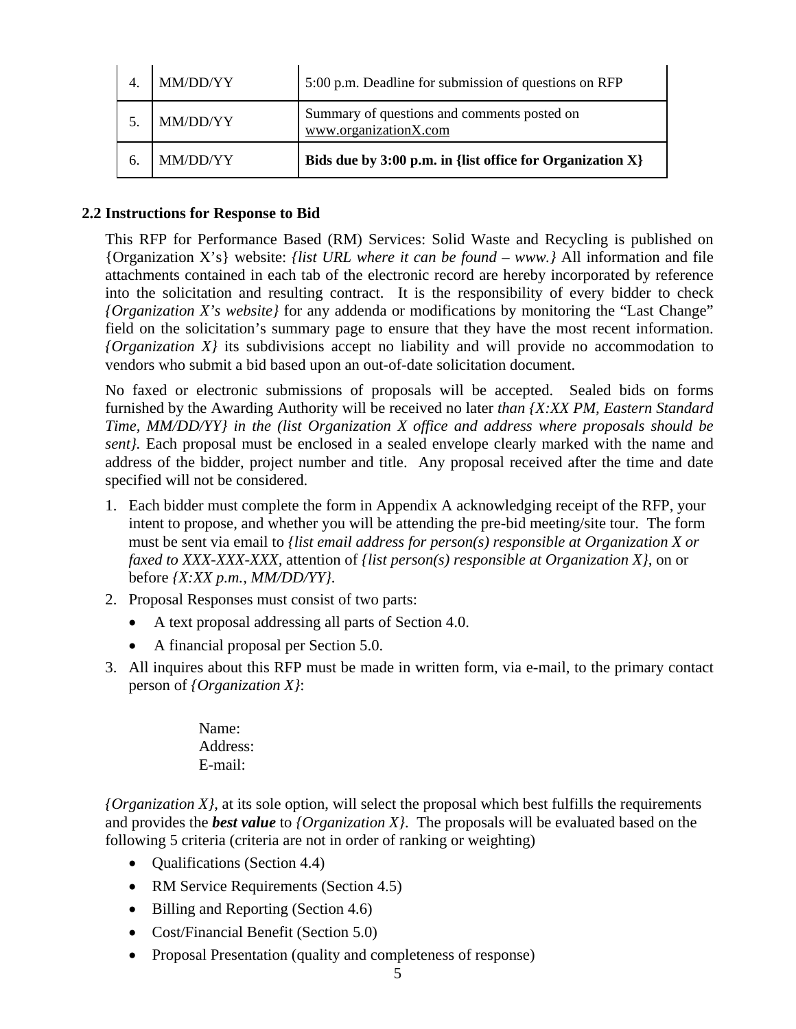| 4. | MM/DD/YY | 5:00 p.m. Deadline for submission of questions on RFP |
|---|---|---|
| 5. | MM/DD/YY | Summary of questions and comments posted on www.organizationX.com |
| 6. | MM/DD/YY | **Bids due by 3:00 p.m. in {list office for Organization X}** |

### 2.2 Instructions for Response to Bid

This RFP for Performance Based (RM) Services: Solid Waste and Recycling is published on {Organization X's} website: *{list URL where it can be found – www.}* All information and file attachments contained in each tab of the electronic record are hereby incorporated by reference into the solicitation and resulting contract. It is the responsibility of every bidder to check *{Organization X's website}* for any addenda or modifications by monitoring the "Last Change" field on the solicitation's summary page to ensure that they have the most recent information. *{Organization X}* its subdivisions accept no liability and will provide no accommodation to vendors who submit a bid based upon an out-of-date solicitation document.

No faxed or electronic submissions of proposals will be accepted. Sealed bids on forms furnished by the Awarding Authority will be received no later *than {X:XX PM, Eastern Standard Time, MM/DD/YY} in the (list Organization X office and address where proposals should be sent}.* Each proposal must be enclosed in a sealed envelope clearly marked with the name and address of the bidder, project number and title. Any proposal received after the time and date specified will not be considered.

1. Each bidder must complete the form in Appendix A acknowledging receipt of the RFP, your intent to propose, and whether you will be attending the pre-bid meeting/site tour. The form must be sent via email to *{list email address for person(s) responsible at Organization X or faxed to XXX-XXX-XXX,* attention of *{list person(s) responsible at Organization X},* on or before *{X:XX p.m., MM/DD/YY}.*
2. Proposal Responses must consist of two parts:
   - A text proposal addressing all parts of Section 4.0.
   - A financial proposal per Section 5.0.
3. All inquires about this RFP must be made in written form, via e-mail, to the primary contact person of *{Organization X}*:

   Name:
   Address:
   E-mail:

*{Organization X}*, at its sole option, will select the proposal which best fulfills the requirements and provides the ***best value*** to *{Organization X}.* The proposals will be evaluated based on the following 5 criteria (criteria are not in order of ranking or weighting)

- Qualifications (Section 4.4)
- RM Service Requirements (Section 4.5)
- Billing and Reporting (Section 4.6)
- Cost/Financial Benefit (Section 5.0)
- Proposal Presentation (quality and completeness of response)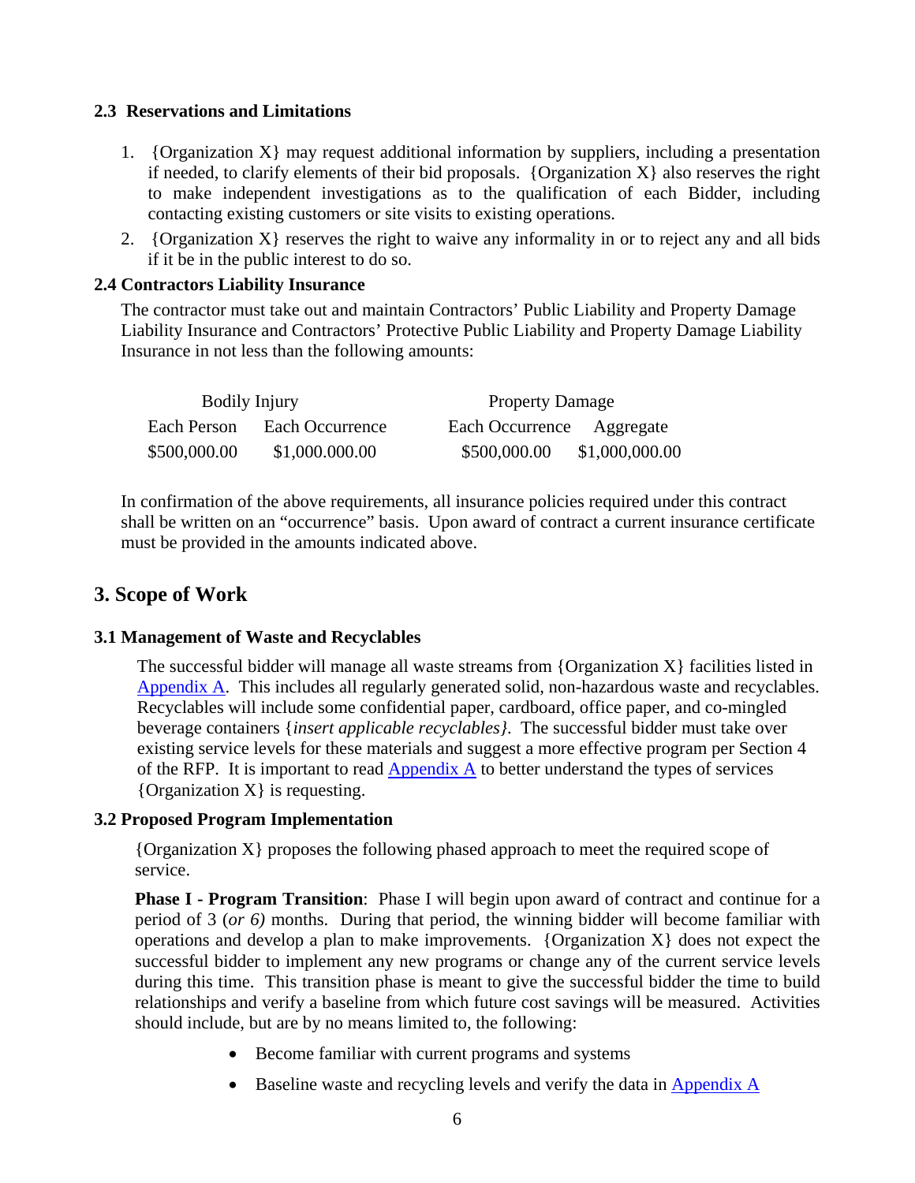### 2.3 Reservations and Limitations

1. {Organization X} may request additional information by suppliers, including a presentation if needed, to clarify elements of their bid proposals. {Organization X} also reserves the right to make independent investigations as to the qualification of each Bidder, including contacting existing customers or site visits to existing operations.
2. {Organization X} reserves the right to waive any informality in or to reject any and all bids if it be in the public interest to do so.

### 2.4 Contractors Liability Insurance

The contractor must take out and maintain Contractors' Public Liability and Property Damage Liability Insurance and Contractors' Protective Public Liability and Property Damage Liability Insurance in not less than the following amounts:

| Bodily Injury | | Property Damage | |
|---|---|---|---|
| Each Person | Each Occurrence | Each Occurrence | Aggregate |
| $500,000.00 | $1,000.000.00 | $500,000.00 | $1,000,000.00 |

In confirmation of the above requirements, all insurance policies required under this contract shall be written on an "occurrence" basis. Upon award of contract a current insurance certificate must be provided in the amounts indicated above.

## 3. Scope of Work

### 3.1 Management of Waste and Recyclables

The successful bidder will manage all waste streams from {Organization X} facilities listed in Appendix A. This includes all regularly generated solid, non-hazardous waste and recyclables. Recyclables will include some confidential paper, cardboard, office paper, and co-mingled beverage containers {*insert applicable recyclables}*. The successful bidder must take over existing service levels for these materials and suggest a more effective program per Section 4 of the RFP. It is important to read Appendix A to better understand the types of services {Organization X} is requesting.

### 3.2 Proposed Program Implementation

{Organization X} proposes the following phased approach to meet the required scope of service.

**Phase I - Program Transition**: Phase I will begin upon award of contract and continue for a period of 3 (*or 6)* months. During that period, the winning bidder will become familiar with operations and develop a plan to make improvements. {Organization X} does not expect the successful bidder to implement any new programs or change any of the current service levels during this time. This transition phase is meant to give the successful bidder the time to build relationships and verify a baseline from which future cost savings will be measured. Activities should include, but are by no means limited to, the following:

- Become familiar with current programs and systems
- Baseline waste and recycling levels and verify the data in Appendix A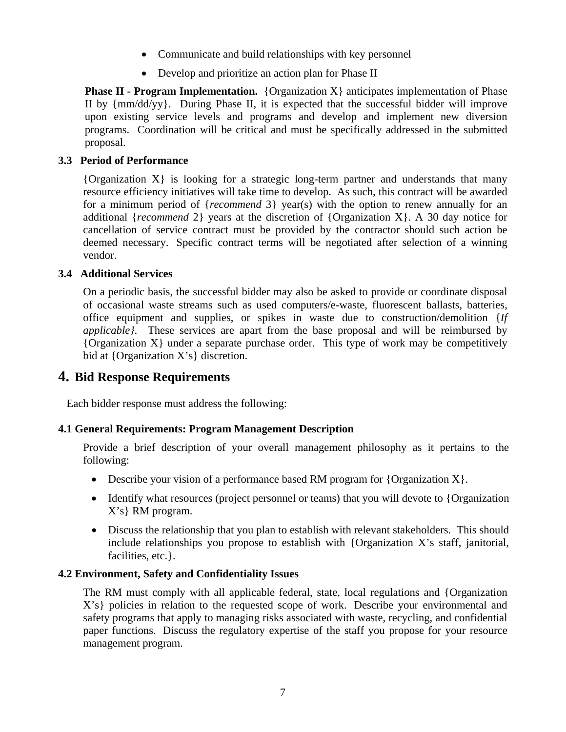- Communicate and build relationships with key personnel
- Develop and prioritize an action plan for Phase II

**Phase II - Program Implementation.** {Organization X} anticipates implementation of Phase II by {mm/dd/yy}. During Phase II, it is expected that the successful bidder will improve upon existing service levels and programs and develop and implement new diversion programs. Coordination will be critical and must be specifically addressed in the submitted proposal.

### 3.3 Period of Performance

{Organization X} is looking for a strategic long-term partner and understands that many resource efficiency initiatives will take time to develop. As such, this contract will be awarded for a minimum period of {*recommend* 3} year(s) with the option to renew annually for an additional {*recommend* 2} years at the discretion of {Organization X}. A 30 day notice for cancellation of service contract must be provided by the contractor should such action be deemed necessary. Specific contract terms will be negotiated after selection of a winning vendor.

### 3.4 Additional Services

On a periodic basis, the successful bidder may also be asked to provide or coordinate disposal of occasional waste streams such as used computers/e-waste, fluorescent ballasts, batteries, office equipment and supplies, or spikes in waste due to construction/demolition {*If applicable}*. These services are apart from the base proposal and will be reimbursed by {Organization X} under a separate purchase order. This type of work may be competitively bid at {Organization X's} discretion.

## 4. Bid Response Requirements

Each bidder response must address the following:

### 4.1 General Requirements: Program Management Description

Provide a brief description of your overall management philosophy as it pertains to the following:

- Describe your vision of a performance based RM program for {Organization X}.
- Identify what resources (project personnel or teams) that you will devote to {Organization X's} RM program.
- Discuss the relationship that you plan to establish with relevant stakeholders. This should include relationships you propose to establish with {Organization X's staff, janitorial, facilities, etc.}.

### 4.2 Environment, Safety and Confidentiality Issues

The RM must comply with all applicable federal, state, local regulations and {Organization X's} policies in relation to the requested scope of work. Describe your environmental and safety programs that apply to managing risks associated with waste, recycling, and confidential paper functions. Discuss the regulatory expertise of the staff you propose for your resource management program.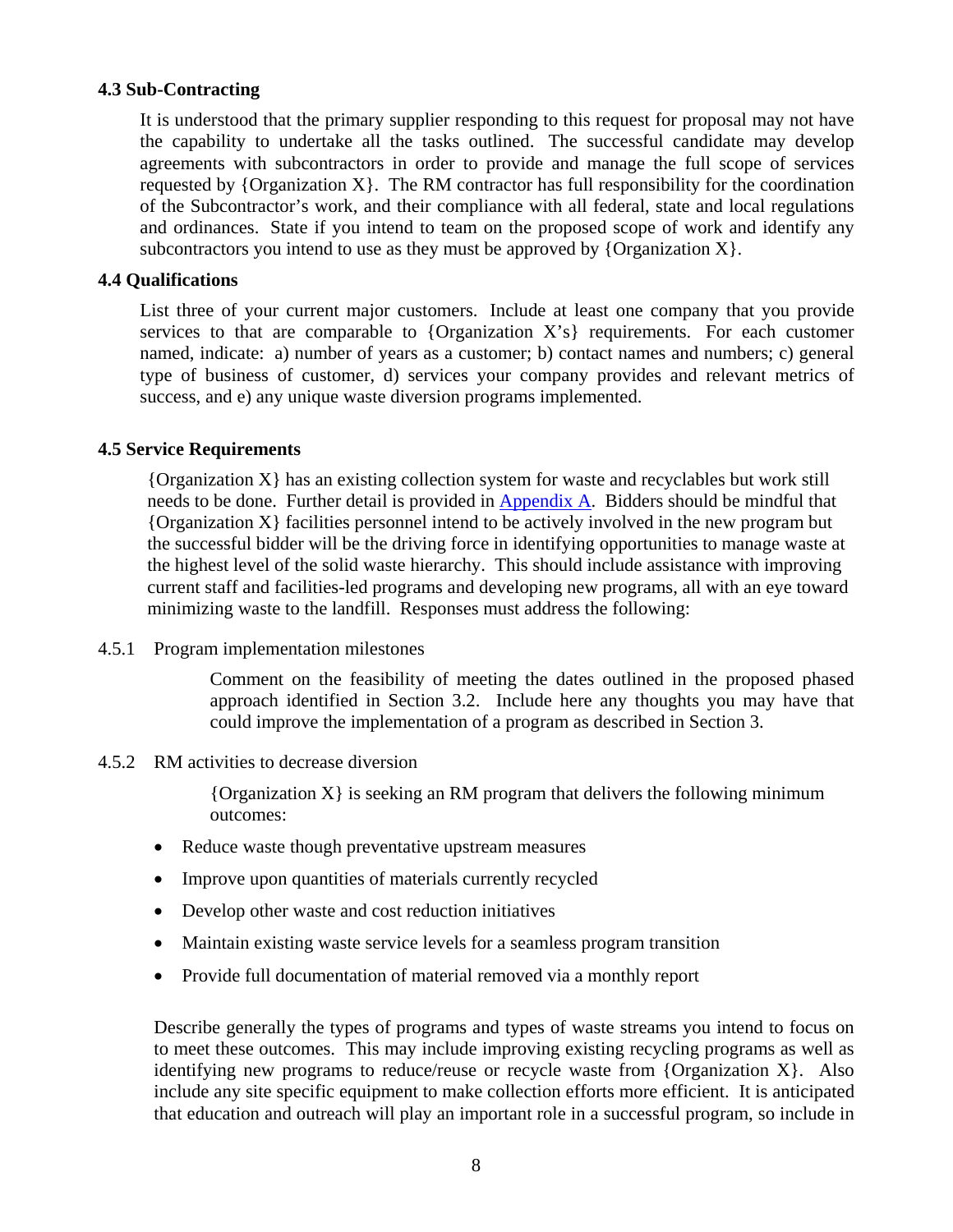### 4.3 Sub-Contracting

It is understood that the primary supplier responding to this request for proposal may not have the capability to undertake all the tasks outlined. The successful candidate may develop agreements with subcontractors in order to provide and manage the full scope of services requested by {Organization X}. The RM contractor has full responsibility for the coordination of the Subcontractor's work, and their compliance with all federal, state and local regulations and ordinances. State if you intend to team on the proposed scope of work and identify any subcontractors you intend to use as they must be approved by {Organization X}.

### 4.4 Qualifications

List three of your current major customers. Include at least one company that you provide services to that are comparable to {Organization X's} requirements. For each customer named, indicate: a) number of years as a customer; b) contact names and numbers; c) general type of business of customer, d) services your company provides and relevant metrics of success, and e) any unique waste diversion programs implemented.

### 4.5 Service Requirements

{Organization X} has an existing collection system for waste and recyclables but work still needs to be done. Further detail is provided in Appendix A. Bidders should be mindful that {Organization X} facilities personnel intend to be actively involved in the new program but the successful bidder will be the driving force in identifying opportunities to manage waste at the highest level of the solid waste hierarchy. This should include assistance with improving current staff and facilities-led programs and developing new programs, all with an eye toward minimizing waste to the landfill. Responses must address the following:

4.5.1 Program implementation milestones

Comment on the feasibility of meeting the dates outlined in the proposed phased approach identified in Section 3.2. Include here any thoughts you may have that could improve the implementation of a program as described in Section 3.

4.5.2 RM activities to decrease diversion

{Organization X} is seeking an RM program that delivers the following minimum outcomes:

- Reduce waste though preventative upstream measures
- Improve upon quantities of materials currently recycled
- Develop other waste and cost reduction initiatives
- Maintain existing waste service levels for a seamless program transition
- Provide full documentation of material removed via a monthly report

Describe generally the types of programs and types of waste streams you intend to focus on to meet these outcomes. This may include improving existing recycling programs as well as identifying new programs to reduce/reuse or recycle waste from {Organization X}. Also include any site specific equipment to make collection efforts more efficient. It is anticipated that education and outreach will play an important role in a successful program, so include in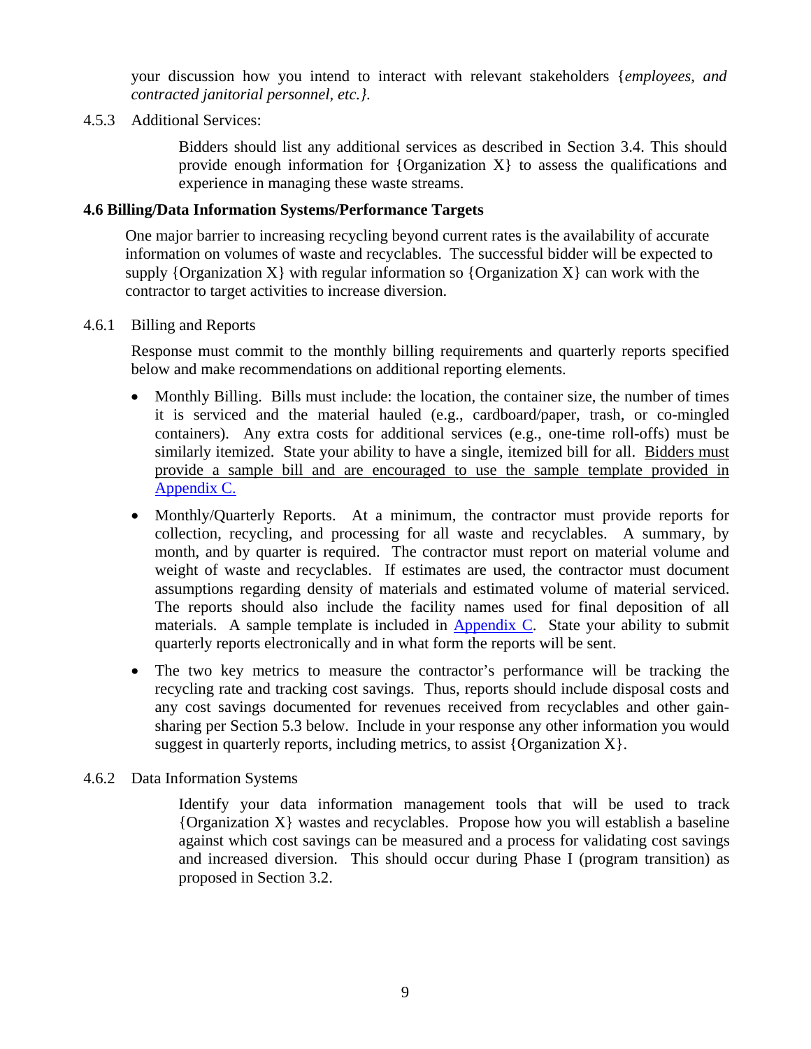your discussion how you intend to interact with relevant stakeholders {*employees, and contracted janitorial personnel, etc.}.*

4.5.3 Additional Services:

Bidders should list any additional services as described in Section 3.4. This should provide enough information for {Organization X} to assess the qualifications and experience in managing these waste streams.

**4.6 Billing/Data Information Systems/Performance Targets**

One major barrier to increasing recycling beyond current rates is the availability of accurate information on volumes of waste and recyclables. The successful bidder will be expected to supply {Organization X} with regular information so {Organization X} can work with the contractor to target activities to increase diversion.

4.6.1 Billing and Reports

Response must commit to the monthly billing requirements and quarterly reports specified below and make recommendations on additional reporting elements.

- Monthly Billing. Bills must include: the location, the container size, the number of times it is serviced and the material hauled (e.g., cardboard/paper, trash, or co-mingled containers). Any extra costs for additional services (e.g., one-time roll-offs) must be similarly itemized. State your ability to have a single, itemized bill for all. <u>Bidders must provide a sample bill and are encouraged to use the sample template provided in Appendix C.</u>
- Monthly/Quarterly Reports. At a minimum, the contractor must provide reports for collection, recycling, and processing for all waste and recyclables. A summary, by month, and by quarter is required. The contractor must report on material volume and weight of waste and recyclables. If estimates are used, the contractor must document assumptions regarding density of materials and estimated volume of material serviced. The reports should also include the facility names used for final deposition of all materials. A sample template is included in Appendix C. State your ability to submit quarterly reports electronically and in what form the reports will be sent.
- The two key metrics to measure the contractor's performance will be tracking the recycling rate and tracking cost savings. Thus, reports should include disposal costs and any cost savings documented for revenues received from recyclables and other gain-sharing per Section 5.3 below. Include in your response any other information you would suggest in quarterly reports, including metrics, to assist {Organization X}.

4.6.2 Data Information Systems

Identify your data information management tools that will be used to track {Organization X} wastes and recyclables. Propose how you will establish a baseline against which cost savings can be measured and a process for validating cost savings and increased diversion. This should occur during Phase I (program transition) as proposed in Section 3.2.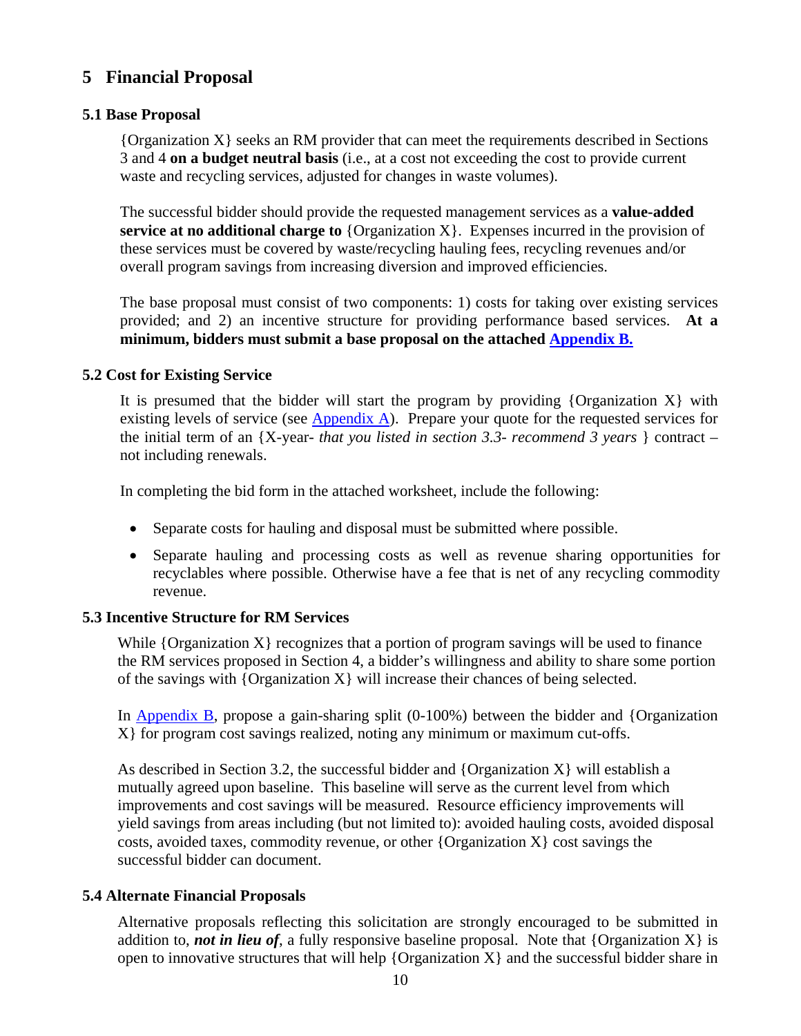# 5 Financial Proposal

### 5.1 Base Proposal

{Organization X} seeks an RM provider that can meet the requirements described in Sections 3 and 4 **on a budget neutral basis** (i.e., at a cost not exceeding the cost to provide current waste and recycling services, adjusted for changes in waste volumes).

The successful bidder should provide the requested management services as a **value-added service at no additional charge to** {Organization X}. Expenses incurred in the provision of these services must be covered by waste/recycling hauling fees, recycling revenues and/or overall program savings from increasing diversion and improved efficiencies.

The base proposal must consist of two components: 1) costs for taking over existing services provided; and 2) an incentive structure for providing performance based services. **At a minimum, bidders must submit a base proposal on the attached Appendix B.**

### 5.2 Cost for Existing Service

It is presumed that the bidder will start the program by providing {Organization X} with existing levels of service (see Appendix A). Prepare your quote for the requested services for the initial term of an {X-year- *that you listed in section 3.3- recommend 3 years* } contract – not including renewals.

In completing the bid form in the attached worksheet, include the following:

- Separate costs for hauling and disposal must be submitted where possible.
- Separate hauling and processing costs as well as revenue sharing opportunities for recyclables where possible. Otherwise have a fee that is net of any recycling commodity revenue.

### 5.3 Incentive Structure for RM Services

While {Organization X} recognizes that a portion of program savings will be used to finance the RM services proposed in Section 4, a bidder's willingness and ability to share some portion of the savings with {Organization X} will increase their chances of being selected.

In Appendix B, propose a gain-sharing split (0-100%) between the bidder and {Organization X} for program cost savings realized, noting any minimum or maximum cut-offs.

As described in Section 3.2, the successful bidder and {Organization X} will establish a mutually agreed upon baseline. This baseline will serve as the current level from which improvements and cost savings will be measured. Resource efficiency improvements will yield savings from areas including (but not limited to): avoided hauling costs, avoided disposal costs, avoided taxes, commodity revenue, or other {Organization X} cost savings the successful bidder can document.

### 5.4 Alternate Financial Proposals

Alternative proposals reflecting this solicitation are strongly encouraged to be submitted in addition to, ***not in lieu of***, a fully responsive baseline proposal. Note that {Organization X} is open to innovative structures that will help {Organization X} and the successful bidder share in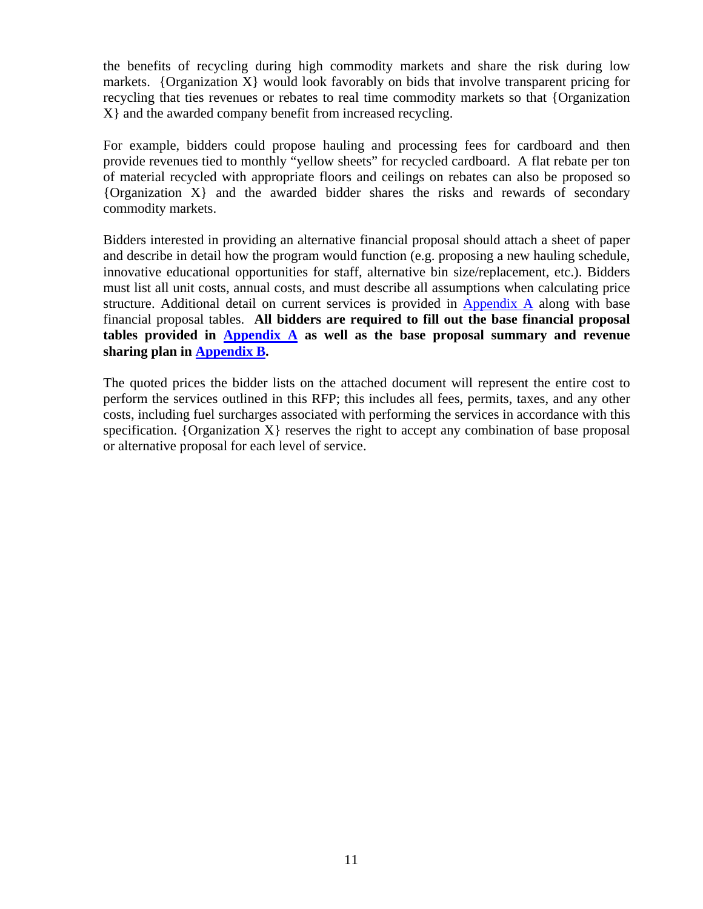the benefits of recycling during high commodity markets and share the risk during low markets. {Organization X} would look favorably on bids that involve transparent pricing for recycling that ties revenues or rebates to real time commodity markets so that {Organization X} and the awarded company benefit from increased recycling.

For example, bidders could propose hauling and processing fees for cardboard and then provide revenues tied to monthly "yellow sheets" for recycled cardboard. A flat rebate per ton of material recycled with appropriate floors and ceilings on rebates can also be proposed so {Organization X} and the awarded bidder shares the risks and rewards of secondary commodity markets.

Bidders interested in providing an alternative financial proposal should attach a sheet of paper and describe in detail how the program would function (e.g. proposing a new hauling schedule, innovative educational opportunities for staff, alternative bin size/replacement, etc.). Bidders must list all unit costs, annual costs, and must describe all assumptions when calculating price structure. Additional detail on current services is provided in Appendix A along with base financial proposal tables. **All bidders are required to fill out the base financial proposal tables provided in Appendix A as well as the base proposal summary and revenue sharing plan in Appendix B.**

The quoted prices the bidder lists on the attached document will represent the entire cost to perform the services outlined in this RFP; this includes all fees, permits, taxes, and any other costs, including fuel surcharges associated with performing the services in accordance with this specification. {Organization X} reserves the right to accept any combination of base proposal or alternative proposal for each level of service.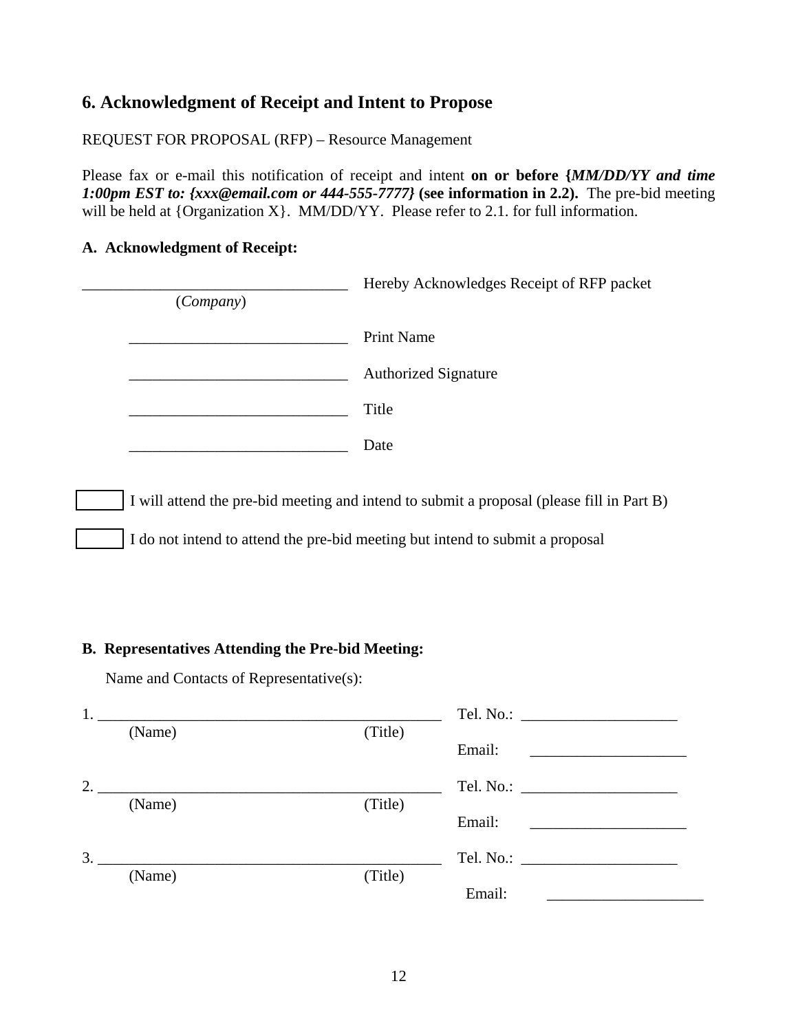## 6. Acknowledgment of Receipt and Intent to Propose

REQUEST FOR PROPOSAL (RFP) – Resource Management

Please fax or e-mail this notification of receipt and intent **on or before {*MM/DD/YY and time 1:00pm EST to: {xxx@email.com or 444-555-7777}* (see information in 2.2).** The pre-bid meeting will be held at {Organization X}. MM/DD/YY. Please refer to 2.1. for full information.

### A. Acknowledgment of Receipt:

\_\_\_\_\_\_\_\_\_\_\_\_\_\_\_\_\_\_\_\_\_\_\_\_\_\_\_\_\_\_\_\_\_\_ Hereby Acknowledges Receipt of RFP packet
(*Company*)

\_\_\_\_\_\_\_\_\_\_\_\_\_\_\_\_\_\_\_\_\_\_\_\_\_\_\_\_ Print Name

\_\_\_\_\_\_\_\_\_\_\_\_\_\_\_\_\_\_\_\_\_\_\_\_\_\_\_\_ Authorized Signature

\_\_\_\_\_\_\_\_\_\_\_\_\_\_\_\_\_\_\_\_\_\_\_\_\_\_\_\_ Title

\_\_\_\_\_\_\_\_\_\_\_\_\_\_\_\_\_\_\_\_\_\_\_\_\_\_\_\_ Date

☐ I will attend the pre-bid meeting and intend to submit a proposal (please fill in Part B)

☐ I do not intend to attend the pre-bid meeting but intend to submit a proposal

### B. Representatives Attending the Pre-bid Meeting:

Name and Contacts of Representative(s):

1. \_\_\_\_\_\_\_\_\_\_\_\_\_\_\_\_\_\_\_\_\_\_\_\_\_\_\_\_\_\_\_\_\_\_\_\_\_\_\_\_\_\_\_\_ Tel. No.: \_\_\_\_\_\_\_\_\_\_\_\_\_\_\_\_\_\_\_\_
(Name) (Title) Email: \_\_\_\_\_\_\_\_\_\_\_\_\_\_\_\_\_\_\_\_

2. \_\_\_\_\_\_\_\_\_\_\_\_\_\_\_\_\_\_\_\_\_\_\_\_\_\_\_\_\_\_\_\_\_\_\_\_\_\_\_\_\_\_\_\_ Tel. No.: \_\_\_\_\_\_\_\_\_\_\_\_\_\_\_\_\_\_\_\_
(Name) (Title) Email: \_\_\_\_\_\_\_\_\_\_\_\_\_\_\_\_\_\_\_\_

3. \_\_\_\_\_\_\_\_\_\_\_\_\_\_\_\_\_\_\_\_\_\_\_\_\_\_\_\_\_\_\_\_\_\_\_\_\_\_\_\_\_\_\_\_ Tel. No.: \_\_\_\_\_\_\_\_\_\_\_\_\_\_\_\_\_\_\_\_
(Name) (Title) Email: \_\_\_\_\_\_\_\_\_\_\_\_\_\_\_\_\_\_\_\_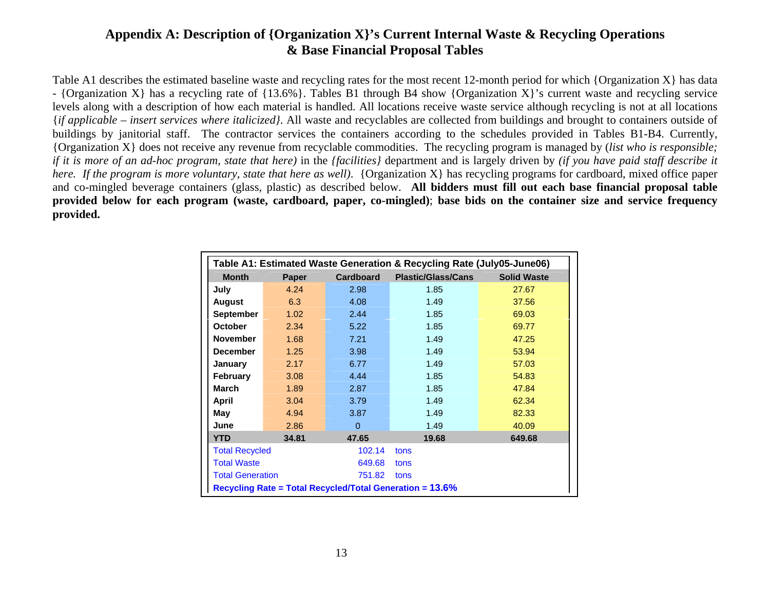# Appendix A: Description of {Organization X}'s Current Internal Waste & Recycling Operations & Base Financial Proposal Tables

Table A1 describes the estimated baseline waste and recycling rates for the most recent 12-month period for which {Organization X} has data - {Organization X} has a recycling rate of {13.6%}. Tables B1 through B4 show {Organization X}'s current waste and recycling service levels along with a description of how each material is handled. All locations receive waste service although recycling is not at all locations {*if applicable – insert services where italicized*}. All waste and recyclables are collected from buildings and brought to containers outside of buildings by janitorial staff. The contractor services the containers according to the schedules provided in Tables B1-B4. Currently, {Organization X} does not receive any revenue from recyclable commodities. The recycling program is managed by (*list who is responsible; if it is more of an ad-hoc program, state that here)* in the *{facilities}* department and is largely driven by *(if you have paid staff describe it here. If the program is more voluntary, state that here as well).* {Organization X} has recycling programs for cardboard, mixed office paper and co-mingled beverage containers (glass, plastic) as described below. **All bidders must fill out each base financial proposal table provided below for each program (waste, cardboard, paper, co-mingled)**; **base bids on the container size and service frequency provided.**

**Table A1: Estimated Waste Generation & Recycling Rate (July05-June06)**

| Month | Paper | Cardboard | Plastic/Glass/Cans | Solid Waste |
|---|---|---|---|---|
| July | 4.24 | 2.98 | 1.85 | 27.67 |
| August | 6.3 | 4.08 | 1.49 | 37.56 |
| September | 1.02 | 2.44 | 1.85 | 69.03 |
| October | 2.34 | 5.22 | 1.85 | 69.77 |
| November | 1.68 | 7.21 | 1.49 | 47.25 |
| December | 1.25 | 3.98 | 1.49 | 53.94 |
| January | 2.17 | 6.77 | 1.49 | 57.03 |
| February | 3.08 | 4.44 | 1.85 | 54.83 |
| March | 1.89 | 2.87 | 1.85 | 47.84 |
| April | 3.04 | 3.79 | 1.49 | 62.34 |
| May | 4.94 | 3.87 | 1.49 | 82.33 |
| June | 2.86 | 0 | 1.49 | 40.09 |
| **YTD** | **34.81** | **47.65** | **19.68** | **649.68** |
| Total Recycled | | 102.14 | tons | |
| Total Waste | | 649.68 | tons | |
| Total Generation | | 751.82 | tons | |

**Recycling Rate = Total Recycled/Total Generation = 13.6%**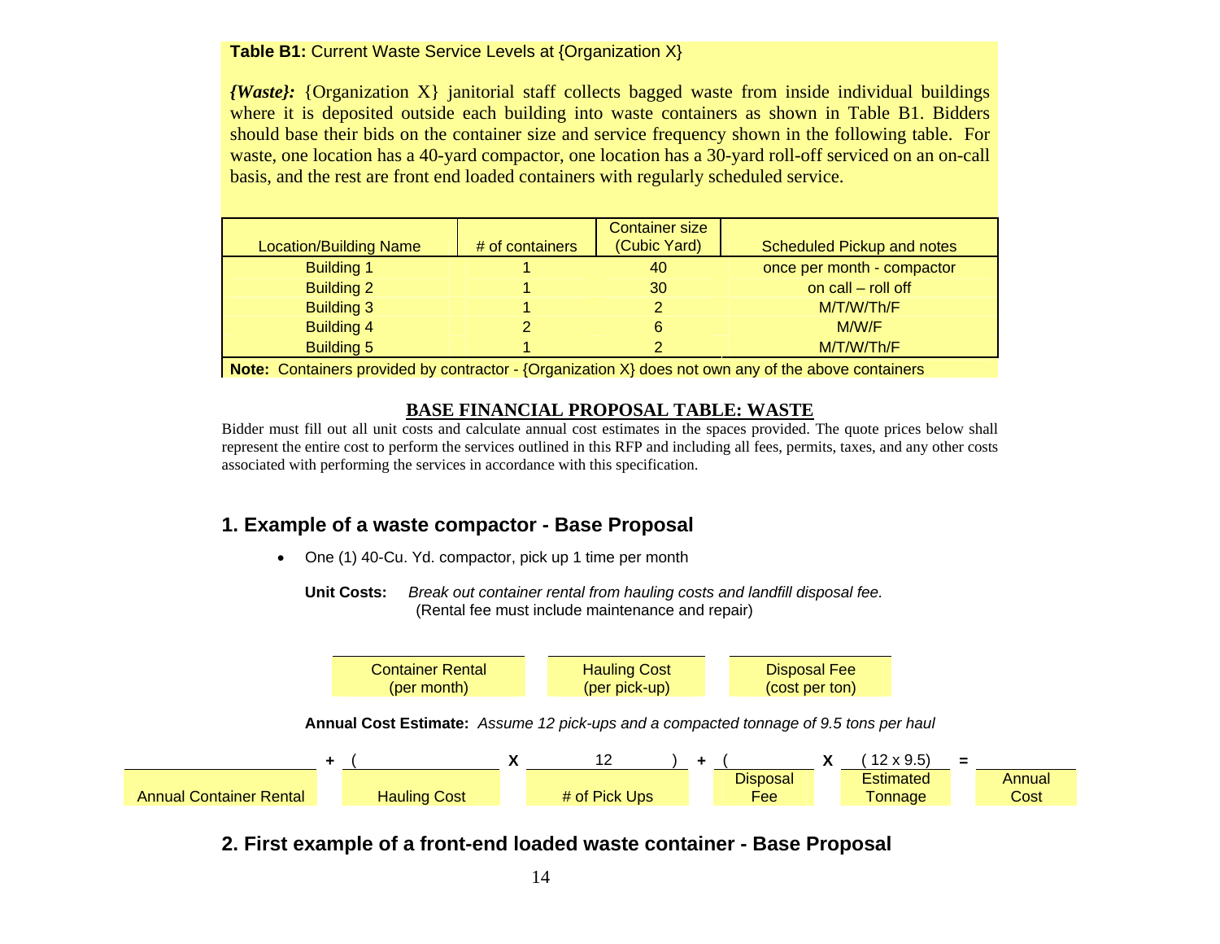**Table B1:** Current Waste Service Levels at {Organization X}

***{Waste}:*** {Organization X} janitorial staff collects bagged waste from inside individual buildings where it is deposited outside each building into waste containers as shown in Table B1. Bidders should base their bids on the container size and service frequency shown in the following table. For waste, one location has a 40-yard compactor, one location has a 30-yard roll-off serviced on an on-call basis, and the rest are front end loaded containers with regularly scheduled service.

| Location/Building Name | # of containers | Container size (Cubic Yard) | Scheduled Pickup and notes |
|---|---|---|---|
| Building 1 | 1 | 40 | once per month - compactor |
| Building 2 | 1 | 30 | on call – roll off |
| Building 3 | 1 | 2 | M/T/W/Th/F |
| Building 4 | 2 | 6 | M/W/F |
| Building 5 | 1 | 2 | M/T/W/Th/F |

**Note:** Containers provided by contractor - {Organization X} does not own any of the above containers

## BASE FINANCIAL PROPOSAL TABLE: WASTE

Bidder must fill out all unit costs and calculate annual cost estimates in the spaces provided. The quote prices below shall represent the entire cost to perform the services outlined in this RFP and including all fees, permits, taxes, and any other costs associated with performing the services in accordance with this specification.

### 1. Example of a waste compactor - Base Proposal

- One (1) 40-Cu. Yd. compactor, pick up 1 time per month

**Unit Costs:** *Break out container rental from hauling costs and landfill disposal fee.* (Rental fee must include maintenance and repair)

| Container Rental (per month) | Hauling Cost (per pick-up) | Disposal Fee (cost per ton) |
|---|---|---|
| | | |

**Annual Cost Estimate:** *Assume 12 pick-ups and a compacted tonnage of 9.5 tons per haul*

| Annual Container Rental | + | ( Hauling Cost | X | 12 # of Pick Ups | ) + | ( Disposal Fee | X | (12 x 9.5) Estimated Tonnage | = | Annual Cost |
|---|---|---|---|---|---|---|---|---|---|---|

### 2. First example of a front-end loaded waste container - Base Proposal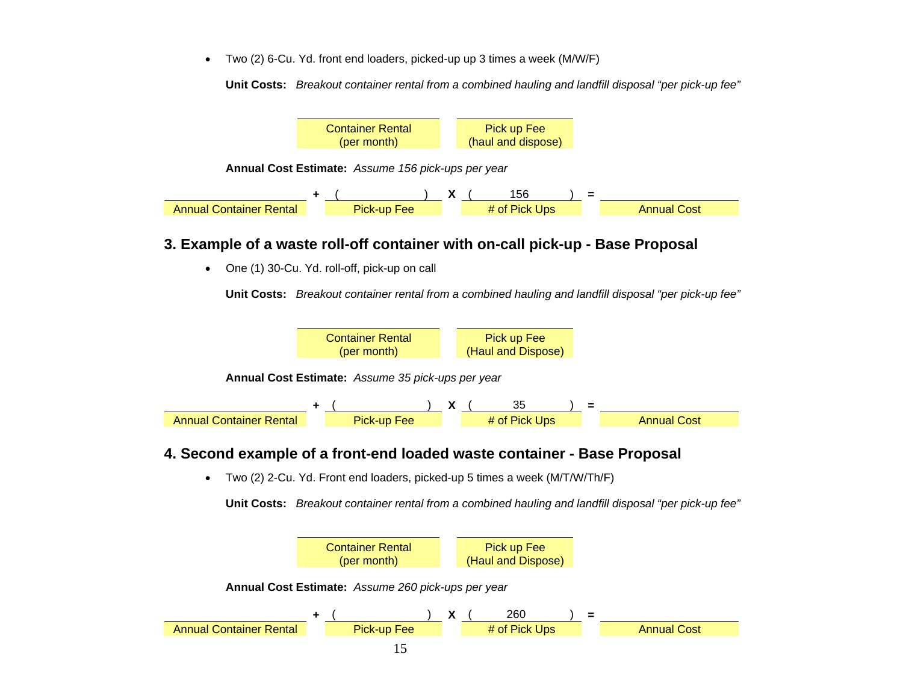- Two (2) 6-Cu. Yd. front end loaders, picked-up up 3 times a week (M/W/F)

**Unit Costs:** *Breakout container rental from a combined hauling and landfill disposal "per pick-up fee"*

| Container Rental (per month) | Pick up Fee (haul and dispose) |
| --- | --- |
| | |

**Annual Cost Estimate:** *Assume 156 pick-ups per year*

| Annual Container Rental | + | ( Pick-up Fee ) | X | ( # of Pick Ups ) | = | Annual Cost |
| --- | --- | --- | --- | --- | --- | --- |
| | + | ( ) | X | ( 156 ) | = | |

## 3. Example of a waste roll-off container with on-call pick-up - Base Proposal

- One (1) 30-Cu. Yd. roll-off, pick-up on call

**Unit Costs:** *Breakout container rental from a combined hauling and landfill disposal "per pick-up fee"*

| Container Rental (per month) | Pick up Fee (Haul and Dispose) |
| --- | --- |
| | |

**Annual Cost Estimate:** *Assume 35 pick-ups per year*

| Annual Container Rental | + | ( Pick-up Fee ) | X | ( # of Pick Ups ) | = | Annual Cost |
| --- | --- | --- | --- | --- | --- | --- |
| | + | ( ) | X | ( 35 ) | = | |

## 4. Second example of a front-end loaded waste container - Base Proposal

- Two (2) 2-Cu. Yd. Front end loaders, picked-up 5 times a week (M/T/W/Th/F)

**Unit Costs:** *Breakout container rental from a combined hauling and landfill disposal "per pick-up fee"*

| Container Rental (per month) | Pick up Fee (Haul and Dispose) |
| --- | --- |
| | |

**Annual Cost Estimate:** *Assume 260 pick-ups per year*

| Annual Container Rental | + | ( Pick-up Fee ) | X | ( # of Pick Ups ) | = | Annual Cost |
| --- | --- | --- | --- | --- | --- | --- |
| | + | ( ) | X | ( 260 ) | = | |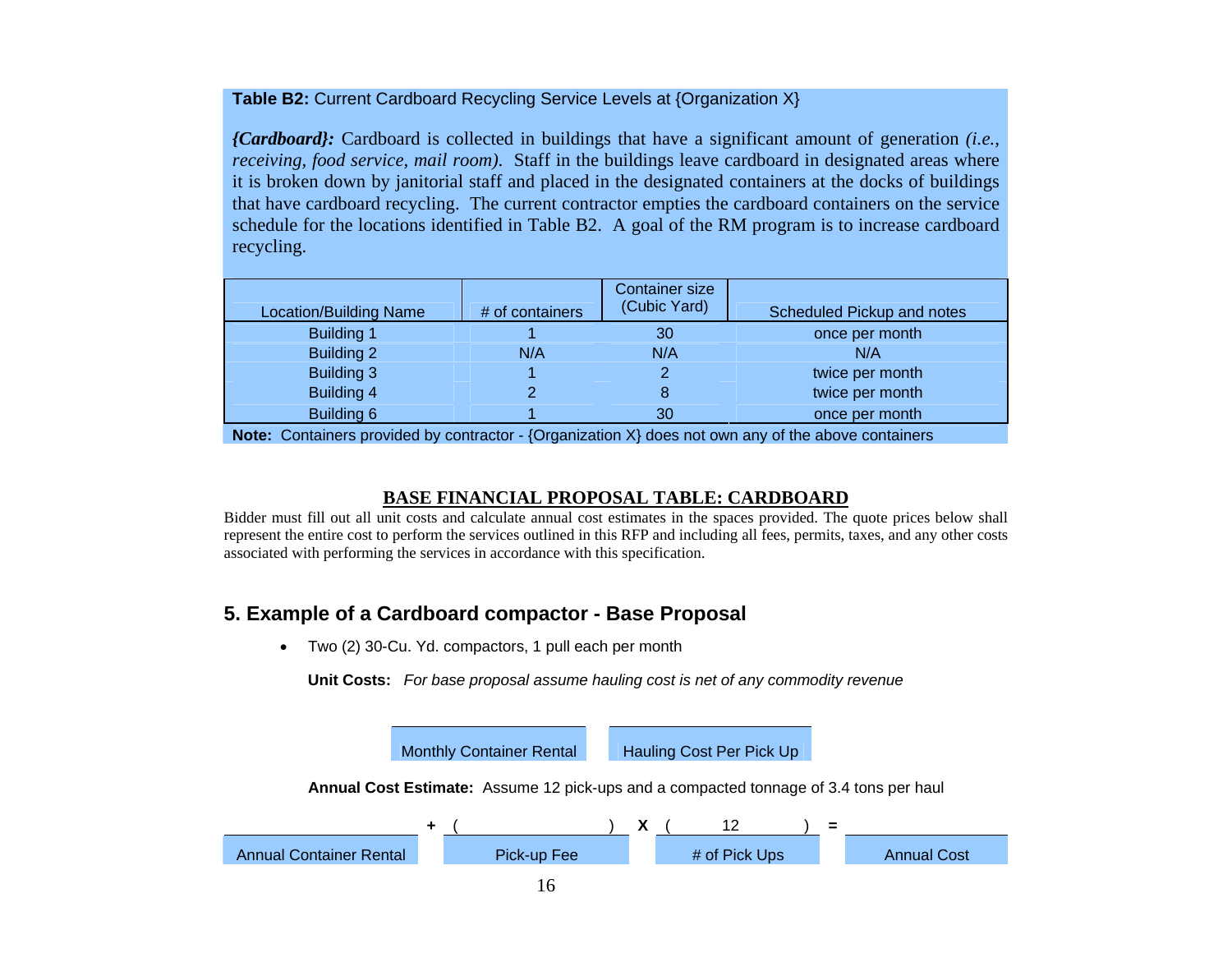**Table B2:** Current Cardboard Recycling Service Levels at {Organization X}

***{Cardboard}:*** Cardboard is collected in buildings that have a significant amount of generation *(i.e., receiving, food service, mail room).* Staff in the buildings leave cardboard in designated areas where it is broken down by janitorial staff and placed in the designated containers at the docks of buildings that have cardboard recycling. The current contractor empties the cardboard containers on the service schedule for the locations identified in Table B2. A goal of the RM program is to increase cardboard recycling.

| Location/Building Name | # of containers | Container size (Cubic Yard) | Scheduled Pickup and notes |
|---|---|---|---|
| Building 1 | 1 | 30 | once per month |
| Building 2 | N/A | N/A | N/A |
| Building 3 | 1 | 2 | twice per month |
| Building 4 | 2 | 8 | twice per month |
| Building 6 | 1 | 30 | once per month |

**Note:** Containers provided by contractor - {Organization X} does not own any of the above containers

## BASE FINANCIAL PROPOSAL TABLE: CARDBOARD

Bidder must fill out all unit costs and calculate annual cost estimates in the spaces provided. The quote prices below shall represent the entire cost to perform the services outlined in this RFP and including all fees, permits, taxes, and any other costs associated with performing the services in accordance with this specification.

## 5. Example of a Cardboard compactor - Base Proposal

- Two (2) 30-Cu. Yd. compactors, 1 pull each per month

**Unit Costs:** *For base proposal assume hauling cost is net of any commodity revenue*

| Monthly Container Rental | Hauling Cost Per Pick Up |
|---|---|
| | |

**Annual Cost Estimate:** Assume 12 pick-ups and a compacted tonnage of 3.4 tons per haul

| | | | | | | |
|---|---|---|---|---|---|---|
| | + | ( ) | X | ( 12 ) | = | |
| Annual Container Rental | | Pick-up Fee | | # of Pick Ups | | Annual Cost |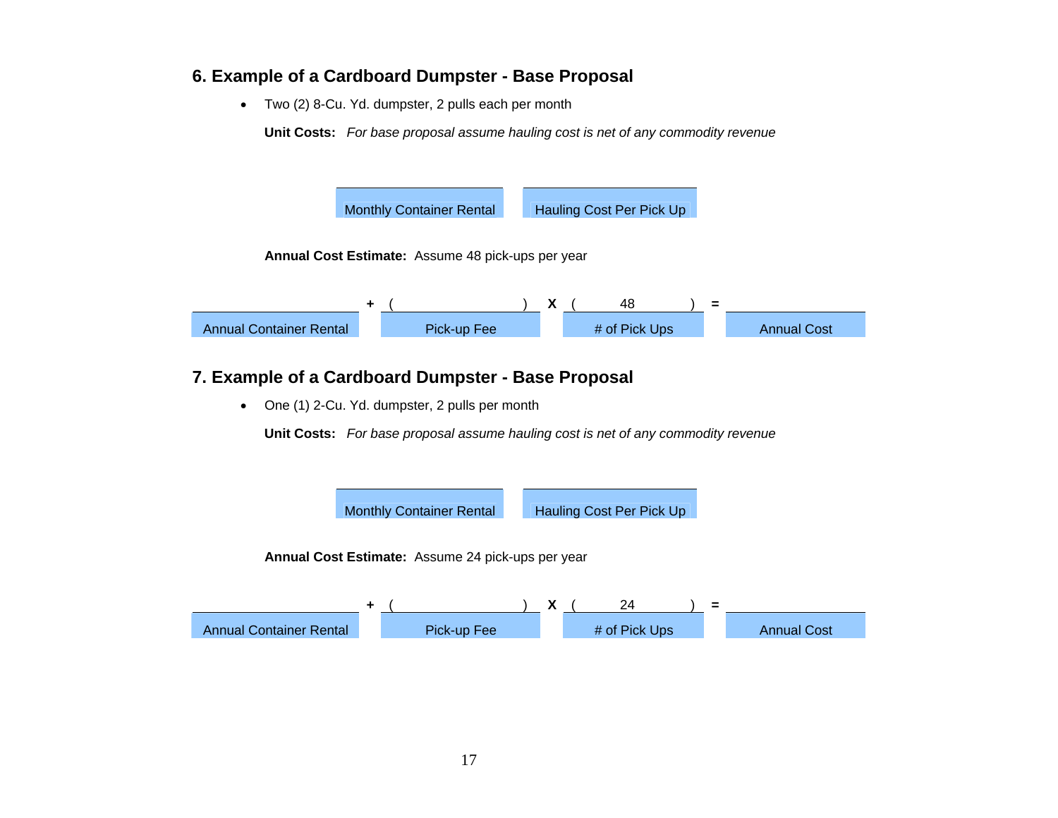## 6. Example of a Cardboard Dumpster - Base Proposal

- Two (2) 8-Cu. Yd. dumpster, 2 pulls each per month

**Unit Costs:** *For base proposal assume hauling cost is net of any commodity revenue*

| Monthly Container Rental | Hauling Cost Per Pick Up |
|---|---|
| | |

**Annual Cost Estimate:** Assume 48 pick-ups per year

| Annual Container Rental | + | ( Pick-up Fee ) | X | ( # of Pick Ups ) | = | Annual Cost |
|---|---|---|---|---|---|---|
| | + | ( ) | X | ( 48 ) | = | |

## 7. Example of a Cardboard Dumpster - Base Proposal

- One (1) 2-Cu. Yd. dumpster, 2 pulls per month

**Unit Costs:** *For base proposal assume hauling cost is net of any commodity revenue*

| Monthly Container Rental | Hauling Cost Per Pick Up |
|---|---|
| | |

**Annual Cost Estimate:** Assume 24 pick-ups per year

| Annual Container Rental | + | ( Pick-up Fee ) | X | ( # of Pick Ups ) | = | Annual Cost |
|---|---|---|---|---|---|---|
| | + | ( ) | X | ( 24 ) | = | |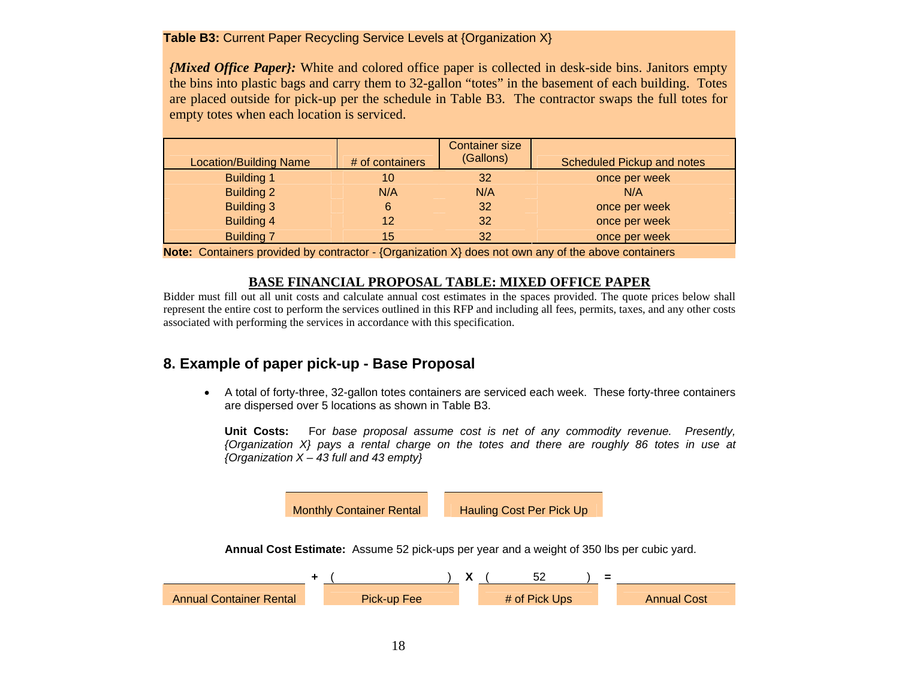**Table B3:** Current Paper Recycling Service Levels at {Organization X}

***{Mixed Office Paper}:*** White and colored office paper is collected in desk-side bins. Janitors empty the bins into plastic bags and carry them to 32-gallon "totes" in the basement of each building. Totes are placed outside for pick-up per the schedule in Table B3. The contractor swaps the full totes for empty totes when each location is serviced.

| Location/Building Name | # of containers | Container size (Gallons) | Scheduled Pickup and notes |
|---|---|---|---|
| Building 1 | 10 | 32 | once per week |
| Building 2 | N/A | N/A | N/A |
| Building 3 | 6 | 32 | once per week |
| Building 4 | 12 | 32 | once per week |
| Building 7 | 15 | 32 | once per week |

**Note:** Containers provided by contractor - {Organization X} does not own any of the above containers

**BASE FINANCIAL PROPOSAL TABLE: MIXED OFFICE PAPER**

Bidder must fill out all unit costs and calculate annual cost estimates in the spaces provided. The quote prices below shall represent the entire cost to perform the services outlined in this RFP and including all fees, permits, taxes, and any other costs associated with performing the services in accordance with this specification.

## 8. Example of paper pick-up - Base Proposal

- A total of forty-three, 32-gallon totes containers are serviced each week. These forty-three containers are dispersed over 5 locations as shown in Table B3.

  **Unit Costs:** For *base proposal assume cost is net of any commodity revenue. Presently, {Organization X} pays a rental charge on the totes and there are roughly 86 totes in use at {Organization X – 43 full and 43 empty}*

| Monthly Container Rental | Hauling Cost Per Pick Up |
|---|---|
| | |

**Annual Cost Estimate:** Assume 52 pick-ups per year and a weight of 350 lbs per cubic yard.

| Annual Container Rental | + | ( Pick-up Fee ) | X | ( # of Pick Ups ) | = | Annual Cost |
|---|---|---|---|---|---|---|
| | + | ( ) | X | ( 52 ) | = | |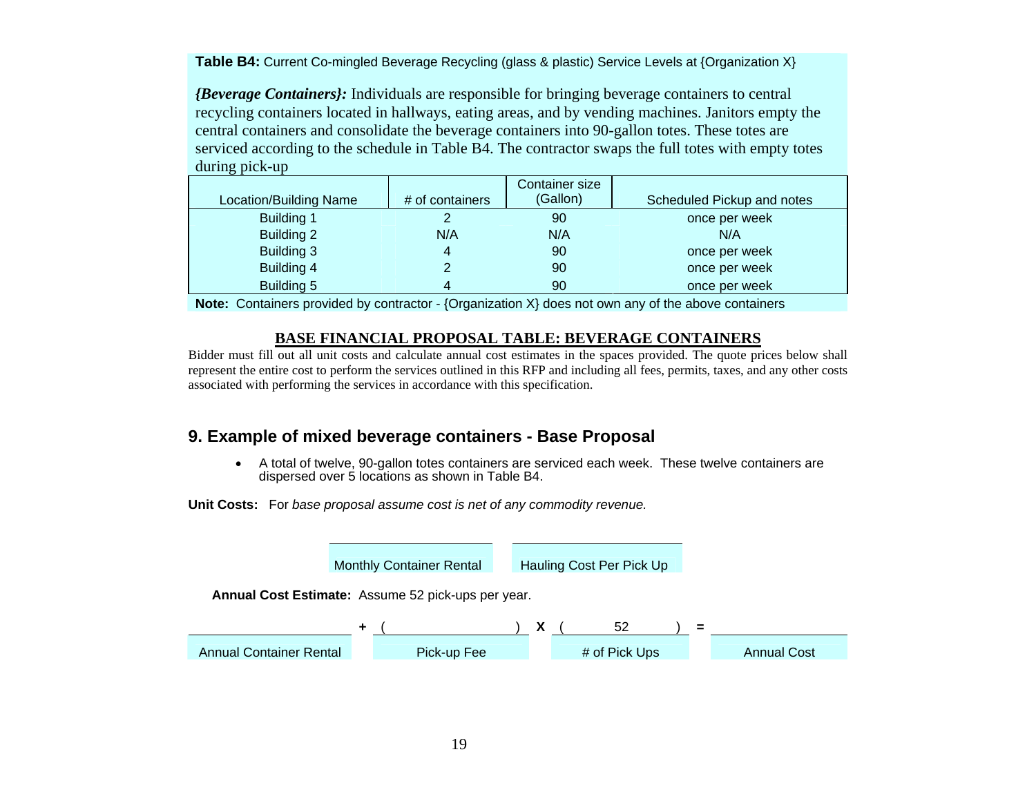**Table B4:** Current Co-mingled Beverage Recycling (glass & plastic) Service Levels at {Organization X}

***{Beverage Containers}:*** Individuals are responsible for bringing beverage containers to central recycling containers located in hallways, eating areas, and by vending machines. Janitors empty the central containers and consolidate the beverage containers into 90-gallon totes. These totes are serviced according to the schedule in Table B4. The contractor swaps the full totes with empty totes during pick-up

| Location/Building Name | # of containers | Container size (Gallon) | Scheduled Pickup and notes |
|---|---|---|---|
| Building 1 | 2 | 90 | once per week |
| Building 2 | N/A | N/A | N/A |
| Building 3 | 4 | 90 | once per week |
| Building 4 | 2 | 90 | once per week |
| Building 5 | 4 | 90 | once per week |

**Note:** Containers provided by contractor - {Organization X} does not own any of the above containers

**BASE FINANCIAL PROPOSAL TABLE: BEVERAGE CONTAINERS**

Bidder must fill out all unit costs and calculate annual cost estimates in the spaces provided. The quote prices below shall represent the entire cost to perform the services outlined in this RFP and including all fees, permits, taxes, and any other costs associated with performing the services in accordance with this specification.

## 9. Example of mixed beverage containers - Base Proposal

- A total of twelve, 90-gallon totes containers are serviced each week. These twelve containers are dispersed over 5 locations as shown in Table B4.

**Unit Costs:** For *base proposal assume cost is net of any commodity revenue.*

\_\_\_\_\_\_\_\_\_\_\_\_\_\_\_\_\_\_\_\_ Monthly Container Rental &nbsp;&nbsp;&nbsp; \_\_\_\_\_\_\_\_\_\_\_\_\_\_\_\_\_\_\_\_ Hauling Cost Per Pick Up

**Annual Cost Estimate:** Assume 52 pick-ups per year.

| Annual Container Rental | + | ( Pick-up Fee ) | X | ( # of Pick Ups ) | = | Annual Cost |
|---|---|---|---|---|---|---|
| \_\_\_\_\_\_\_\_\_\_ | + | ( \_\_\_\_\_\_\_\_\_\_ ) | X | ( 52 ) | = | \_\_\_\_\_\_\_\_\_\_ |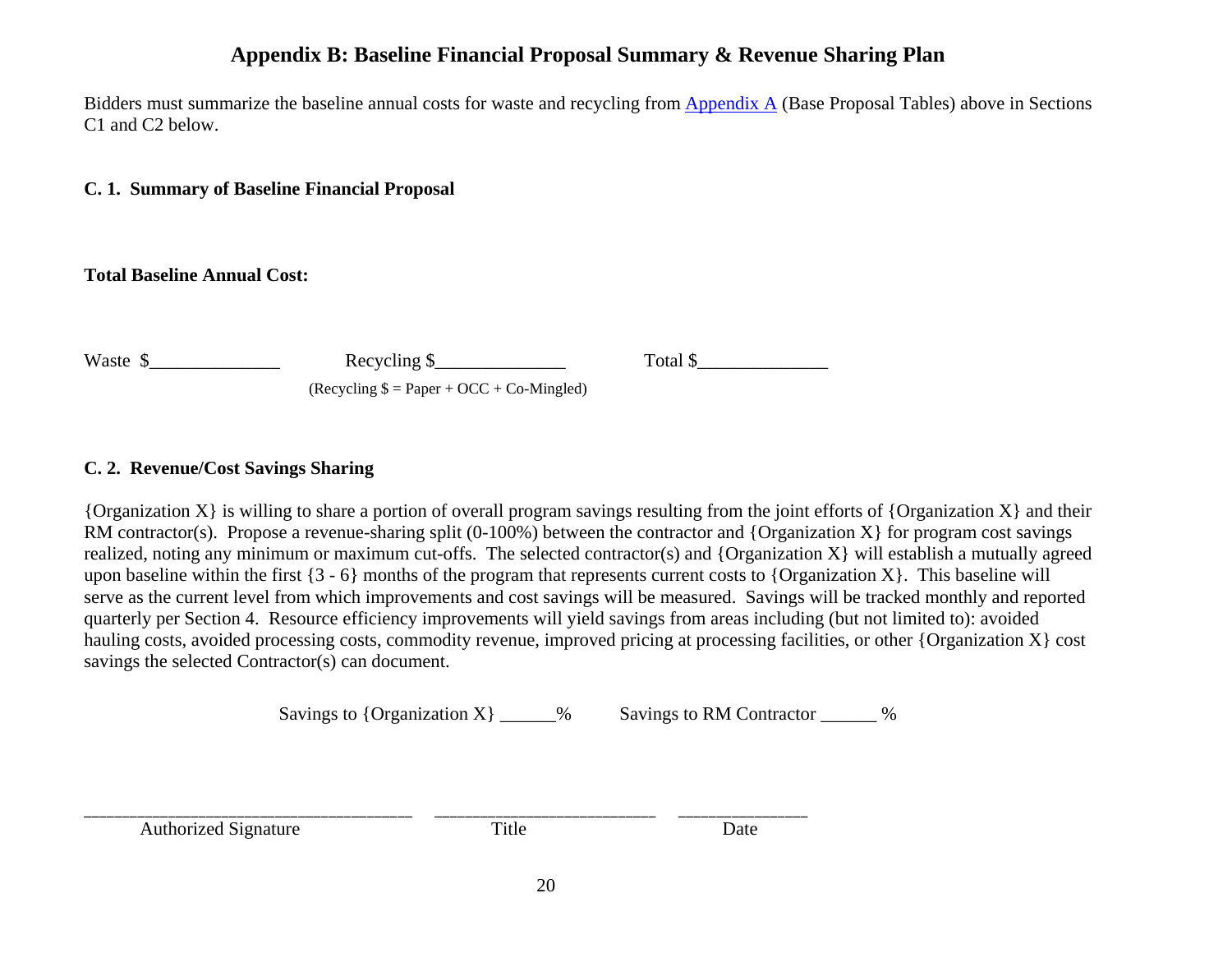## Appendix B: Baseline Financial Proposal Summary & Revenue Sharing Plan

Bidders must summarize the baseline annual costs for waste and recycling from Appendix A (Base Proposal Tables) above in Sections C1 and C2 below.

**C. 1. Summary of Baseline Financial Proposal**

**Total Baseline Annual Cost:**

Waste $______________ Recycling $______________ Total $______________

(Recycling $ = Paper + OCC + Co-Mingled)

**C. 2. Revenue/Cost Savings Sharing**

{Organization X} is willing to share a portion of overall program savings resulting from the joint efforts of {Organization X} and their RM contractor(s). Propose a revenue-sharing split (0-100%) between the contractor and {Organization X} for program cost savings realized, noting any minimum or maximum cut-offs. The selected contractor(s) and {Organization X} will establish a mutually agreed upon baseline within the first {3 - 6} months of the program that represents current costs to {Organization X}. This baseline will serve as the current level from which improvements and cost savings will be measured. Savings will be tracked monthly and reported quarterly per Section 4. Resource efficiency improvements will yield savings from areas including (but not limited to): avoided hauling costs, avoided processing costs, commodity revenue, improved pricing at processing facilities, or other {Organization X} cost savings the selected Contractor(s) can document.

Savings to {Organization X} ______% Savings to RM Contractor ______ %

___________________________________ ________________________ ______________

Authorized Signature Title Date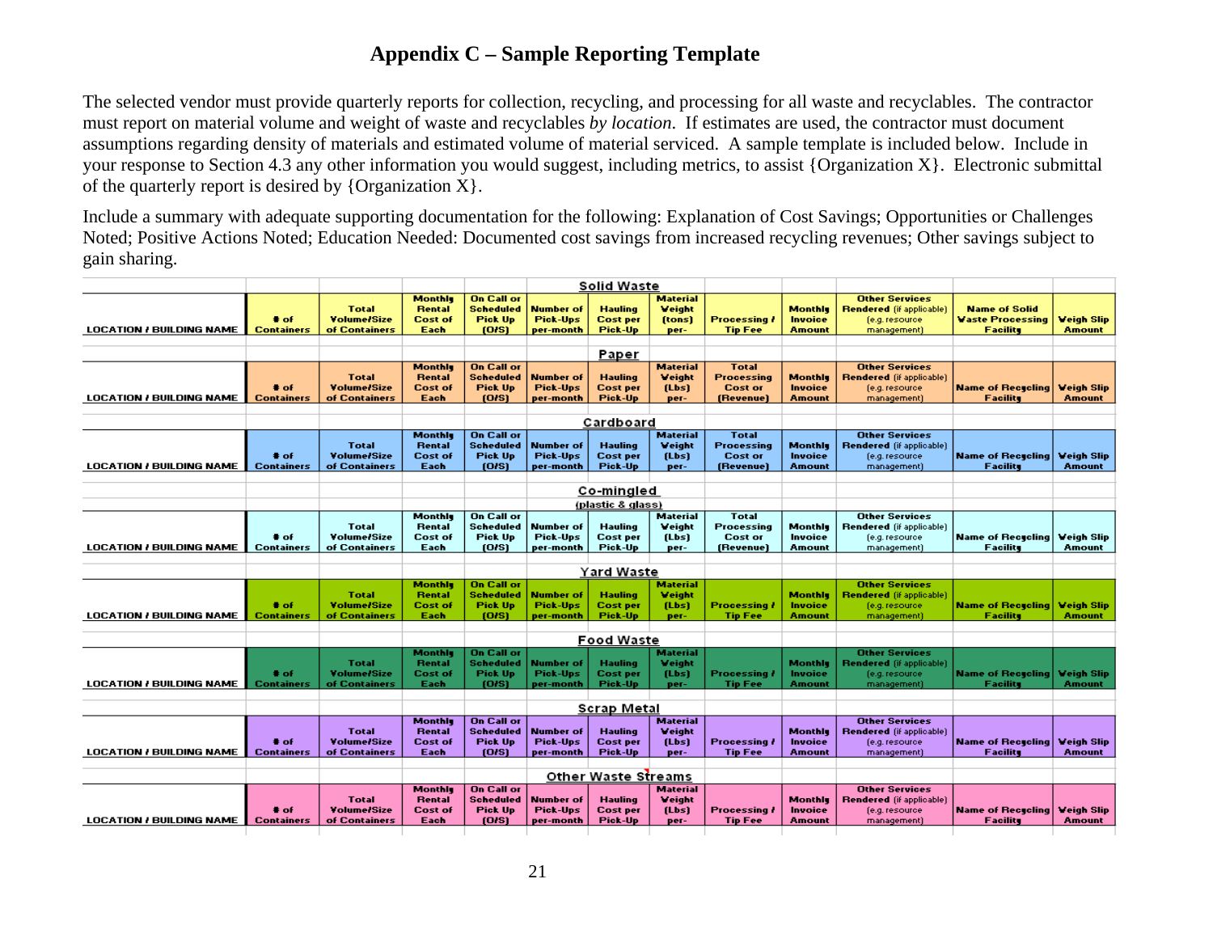# Appendix C – Sample Reporting Template

The selected vendor must provide quarterly reports for collection, recycling, and processing for all waste and recyclables. The contractor must report on material volume and weight of waste and recyclables *by location*. If estimates are used, the contractor must document assumptions regarding density of materials and estimated volume of material serviced. A sample template is included below. Include in your response to Section 4.3 any other information you would suggest, including metrics, to assist {Organization X}. Electronic submittal of the quarterly report is desired by {Organization X}.

Include a summary with adequate supporting documentation for the following: Explanation of Cost Savings; Opportunities or Challenges Noted; Positive Actions Noted; Education Needed: Documented cost savings from increased recycling revenues; Other savings subject to gain sharing.

**Solid Waste**

| LOCATION / BUILDING NAME | # of Containers | Total Volume/Size of Containers | Monthly Rental Cost of Each | On Call or Scheduled Pick Up (O/S) | Number of Pick-Ups per-month | Hauling Cost per Pick-Up | Material Weight (tons) per- | Processing / Tip Fee | Monthly Invoice Amount | Other Services Rendered (if applicable) (e.g. resource management) | Name of Solid Waste Processing Facility | Weigh Slip Amount |
|---|---|---|---|---|---|---|---|---|---|---|---|---|
| | | | | | | | | | | | | |

**Paper**

| LOCATION / BUILDING NAME | # of Containers | Total Volume/Size of Containers | Monthly Rental Cost of Each | On Call or Scheduled Pick Up (O/S) | Number of Pick-Ups per-month | Hauling Cost per Pick-Up | Material Weight (Lbs) per- | Total Processing Cost or (Revenue) | Monthly Invoice Amount | Other Services Rendered (if applicable) (e.g. resource management) | Name of Recycling Facility | Weigh Slip Amount |
|---|---|---|---|---|---|---|---|---|---|---|---|---|
| | | | | | | | | | | | | |

**Cardboard**

| LOCATION / BUILDING NAME | # of Containers | Total Volume/Size of Containers | Monthly Rental Cost of Each | On Call or Scheduled Pick Up (O/S) | Number of Pick-Ups per-month | Hauling Cost per Pick-Up | Material Weight (Lbs) per- | Total Processing Cost or (Revenue) | Monthly Invoice Amount | Other Services Rendered (if applicable) (e.g. resource management) | Name of Recycling Facility | Weigh Slip Amount |
|---|---|---|---|---|---|---|---|---|---|---|---|---|
| | | | | | | | | | | | | |

**Co-mingled (plastic & glass)**

| LOCATION / BUILDING NAME | # of Containers | Total Volume/Size of Containers | Monthly Rental Cost of Each | On Call or Scheduled Pick Up (O/S) | Number of Pick-Ups per-month | Hauling Cost per Pick-Up | Material Weight (Lbs) per- | Total Processing Cost or (Revenue) | Monthly Invoice Amount | Other Services Rendered (if applicable) (e.g. resource management) | Name of Recycling Facility | Weigh Slip Amount |
|---|---|---|---|---|---|---|---|---|---|---|---|---|
| | | | | | | | | | | | | |

**Yard Waste**

| LOCATION / BUILDING NAME | # of Containers | Total Volume/Size of Containers | Monthly Rental Cost of Each | On Call or Scheduled Pick Up (O/S) | Number of Pick-Ups per-month | Hauling Cost per Pick-Up | Material Weight (Lbs) per- | Processing / Tip Fee | Monthly Invoice Amount | Other Services Rendered (if applicable) (e.g. resource management) | Name of Recycling Facility | Weigh Slip Amount |
|---|---|---|---|---|---|---|---|---|---|---|---|---|
| | | | | | | | | | | | | |

**Food Waste**

| LOCATION / BUILDING NAME | # of Containers | Total Volume/Size of Containers | Monthly Rental Cost of Each | On Call or Scheduled Pick Up (O/S) | Number of Pick-Ups per-month | Hauling Cost per Pick-Up | Material Weight (Lbs) per- | Processing / Tip Fee | Monthly Invoice Amount | Other Services Rendered (if applicable) (e.g. resource management) | Name of Recycling Facility | Weigh Slip Amount |
|---|---|---|---|---|---|---|---|---|---|---|---|---|
| | | | | | | | | | | | | |

**Scrap Metal**

| LOCATION / BUILDING NAME | # of Containers | Total Volume/Size of Containers | Monthly Rental Cost of Each | On Call or Scheduled Pick Up (O/S) | Number of Pick-Ups per-month | Hauling Cost per Pick-Up | Material Weight (Lbs) per- | Processing / Tip Fee | Monthly Invoice Amount | Other Services Rendered (if applicable) (e.g. resource management) | Name of Recycling Facility | Weigh Slip Amount |
|---|---|---|---|---|---|---|---|---|---|---|---|---|
| | | | | | | | | | | | | |

**Other Waste Streams**

| LOCATION / BUILDING NAME | # of Containers | Total Volume/Size of Containers | Monthly Rental Cost of Each | On Call or Scheduled Pick Up (O/S) | Number of Pick-Ups per-month | Hauling Cost per Pick-Up | Material Weight (Lbs) per- | Processing / Tip Fee | Monthly Invoice Amount | Other Services Rendered (if applicable) (e.g. resource management) | Name of Recycling Facility | Weigh Slip Amount |
|---|---|---|---|---|---|---|---|---|---|---|---|---|
| | | | | | | | | | | | | |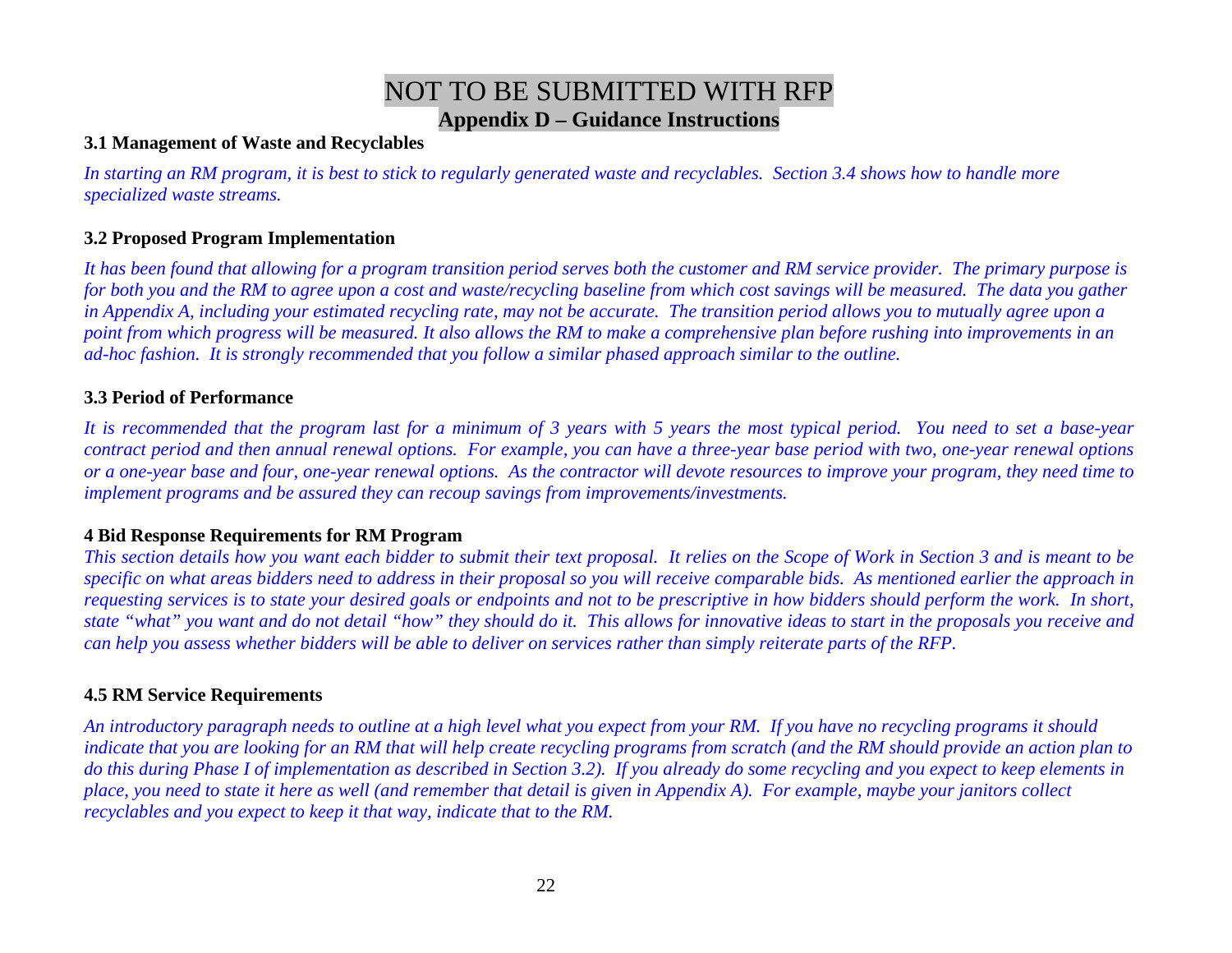# NOT TO BE SUBMITTED WITH RFP

## Appendix D – Guidance Instructions

**3.1 Management of Waste and Recyclables**

*In starting an RM program, it is best to stick to regularly generated waste and recyclables. Section 3.4 shows how to handle more specialized waste streams.*

**3.2 Proposed Program Implementation**

*It has been found that allowing for a program transition period serves both the customer and RM service provider. The primary purpose is for both you and the RM to agree upon a cost and waste/recycling baseline from which cost savings will be measured. The data you gather in Appendix A, including your estimated recycling rate, may not be accurate. The transition period allows you to mutually agree upon a point from which progress will be measured. It also allows the RM to make a comprehensive plan before rushing into improvements in an ad-hoc fashion. It is strongly recommended that you follow a similar phased approach similar to the outline.*

**3.3 Period of Performance**

*It is recommended that the program last for a minimum of 3 years with 5 years the most typical period. You need to set a base-year contract period and then annual renewal options. For example, you can have a three-year base period with two, one-year renewal options or a one-year base and four, one-year renewal options. As the contractor will devote resources to improve your program, they need time to implement programs and be assured they can recoup savings from improvements/investments.*

**4 Bid Response Requirements for RM Program**

*This section details how you want each bidder to submit their text proposal. It relies on the Scope of Work in Section 3 and is meant to be specific on what areas bidders need to address in their proposal so you will receive comparable bids. As mentioned earlier the approach in requesting services is to state your desired goals or endpoints and not to be prescriptive in how bidders should perform the work. In short, state "what" you want and do not detail "how" they should do it. This allows for innovative ideas to start in the proposals you receive and can help you assess whether bidders will be able to deliver on services rather than simply reiterate parts of the RFP.*

**4.5 RM Service Requirements**

*An introductory paragraph needs to outline at a high level what you expect from your RM. If you have no recycling programs it should indicate that you are looking for an RM that will help create recycling programs from scratch (and the RM should provide an action plan to do this during Phase I of implementation as described in Section 3.2). If you already do some recycling and you expect to keep elements in place, you need to state it here as well (and remember that detail is given in Appendix A). For example, maybe your janitors collect recyclables and you expect to keep it that way, indicate that to the RM.*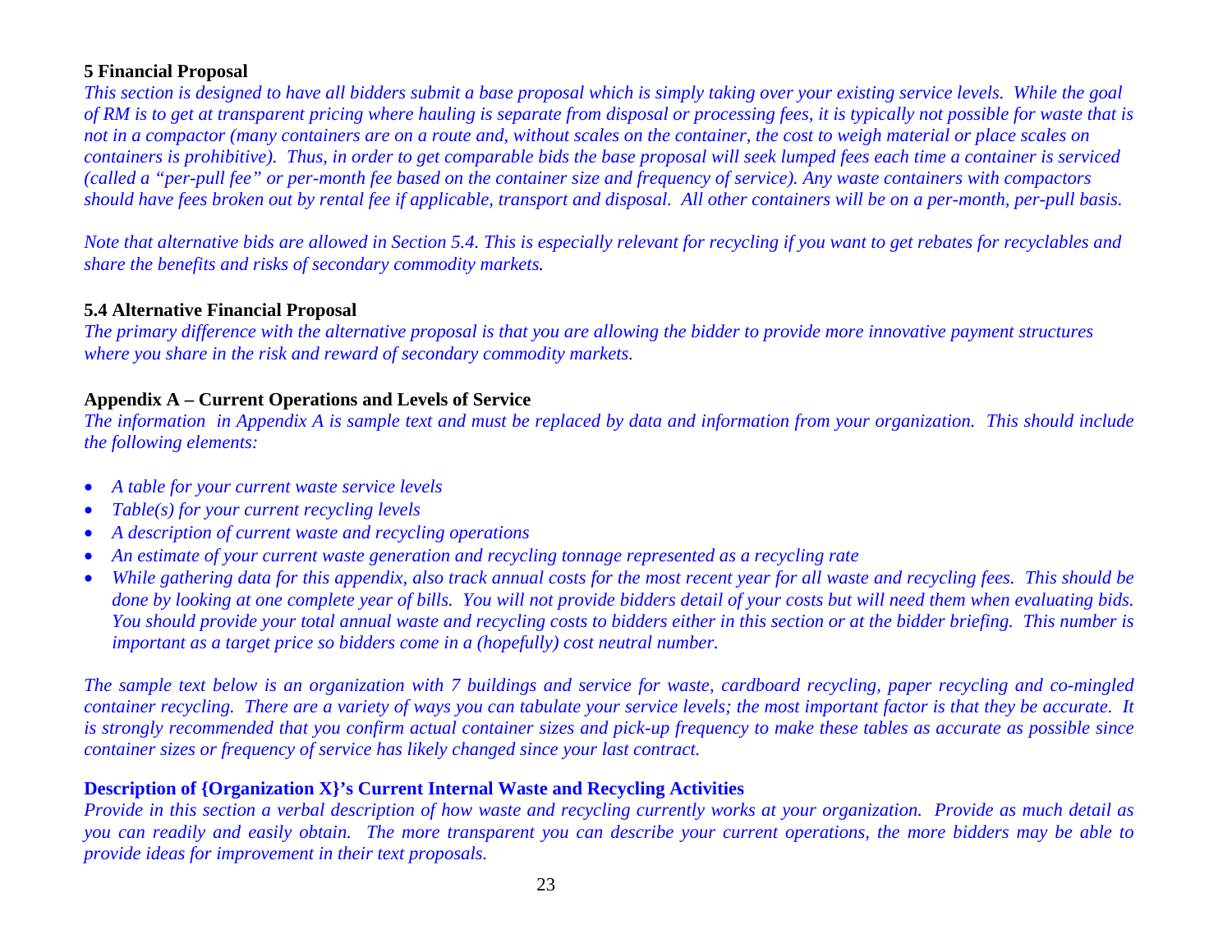### 5 Financial Proposal

*This section is designed to have all bidders submit a base proposal which is simply taking over your existing service levels. While the goal of RM is to get at transparent pricing where hauling is separate from disposal or processing fees, it is typically not possible for waste that is not in a compactor (many containers are on a route and, without scales on the container, the cost to weigh material or place scales on containers is prohibitive). Thus, in order to get comparable bids the base proposal will seek lumped fees each time a container is serviced (called a "per-pull fee" or per-month fee based on the container size and frequency of service). Any waste containers with compactors should have fees broken out by rental fee if applicable, transport and disposal. All other containers will be on a per-month, per-pull basis.*

*Note that alternative bids are allowed in Section 5.4. This is especially relevant for recycling if you want to get rebates for recyclables and share the benefits and risks of secondary commodity markets.*

### 5.4 Alternative Financial Proposal

*The primary difference with the alternative proposal is that you are allowing the bidder to provide more innovative payment structures where you share in the risk and reward of secondary commodity markets.*

### Appendix A – Current Operations and Levels of Service

*The information in Appendix A is sample text and must be replaced by data and information from your organization. This should include the following elements:*

- *A table for your current waste service levels*
- *Table(s) for your current recycling levels*
- *A description of current waste and recycling operations*
- *An estimate of your current waste generation and recycling tonnage represented as a recycling rate*
- *While gathering data for this appendix, also track annual costs for the most recent year for all waste and recycling fees. This should be done by looking at one complete year of bills. You will not provide bidders detail of your costs but will need them when evaluating bids. You should provide your total annual waste and recycling costs to bidders either in this section or at the bidder briefing. This number is important as a target price so bidders come in a (hopefully) cost neutral number.*

*The sample text below is an organization with 7 buildings and service for waste, cardboard recycling, paper recycling and co-mingled container recycling. There are a variety of ways you can tabulate your service levels; the most important factor is that they be accurate. It is strongly recommended that you confirm actual container sizes and pick-up frequency to make these tables as accurate as possible since container sizes or frequency of service has likely changed since your last contract.*

### Description of {Organization X}'s Current Internal Waste and Recycling Activities

*Provide in this section a verbal description of how waste and recycling currently works at your organization. Provide as much detail as you can readily and easily obtain. The more transparent you can describe your current operations, the more bidders may be able to provide ideas for improvement in their text proposals.*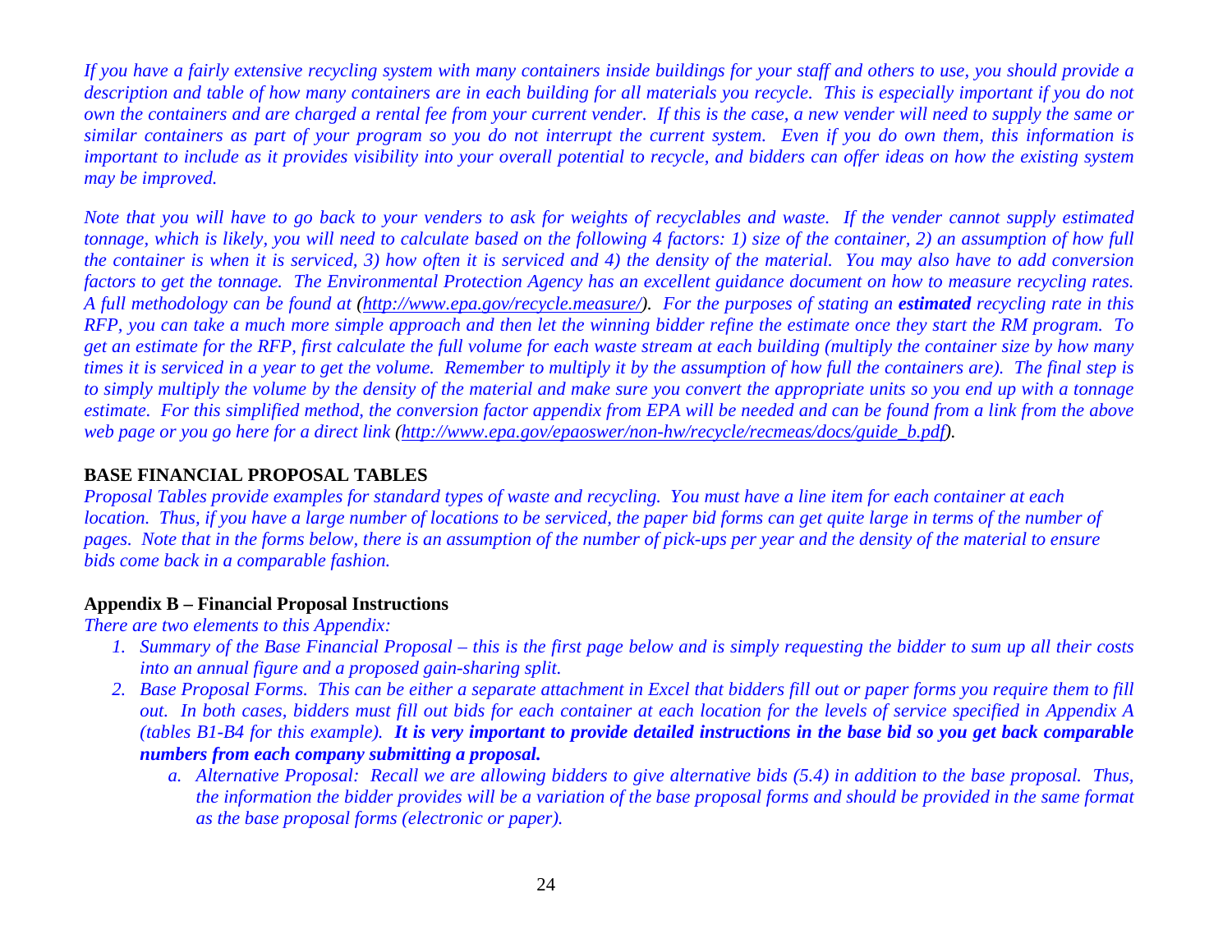*If you have a fairly extensive recycling system with many containers inside buildings for your staff and others to use, you should provide a description and table of how many containers are in each building for all materials you recycle. This is especially important if you do not own the containers and are charged a rental fee from your current vender. If this is the case, a new vender will need to supply the same or similar containers as part of your program so you do not interrupt the current system. Even if you do own them, this information is important to include as it provides visibility into your overall potential to recycle, and bidders can offer ideas on how the existing system may be improved.*

*Note that you will have to go back to your venders to ask for weights of recyclables and waste. If the vender cannot supply estimated tonnage, which is likely, you will need to calculate based on the following 4 factors: 1) size of the container, 2) an assumption of how full the container is when it is serviced, 3) how often it is serviced and 4) the density of the material. You may also have to add conversion factors to get the tonnage. The Environmental Protection Agency has an excellent guidance document on how to measure recycling rates. A full methodology can be found at (http://www.epa.gov/recycle.measure/). For the purposes of stating an **estimated** recycling rate in this RFP, you can take a much more simple approach and then let the winning bidder refine the estimate once they start the RM program. To get an estimate for the RFP, first calculate the full volume for each waste stream at each building (multiply the container size by how many times it is serviced in a year to get the volume. Remember to multiply it by the assumption of how full the containers are). The final step is to simply multiply the volume by the density of the material and make sure you convert the appropriate units so you end up with a tonnage estimate. For this simplified method, the conversion factor appendix from EPA will be needed and can be found from a link from the above web page or you go here for a direct link (http://www.epa.gov/epaoswer/non-hw/recycle/recmeas/docs/guide_b.pdf).*

**BASE FINANCIAL PROPOSAL TABLES**

*Proposal Tables provide examples for standard types of waste and recycling. You must have a line item for each container at each location. Thus, if you have a large number of locations to be serviced, the paper bid forms can get quite large in terms of the number of pages. Note that in the forms below, there is an assumption of the number of pick-ups per year and the density of the material to ensure bids come back in a comparable fashion.*

**Appendix B – Financial Proposal Instructions**

*There are two elements to this Appendix:*

1. *Summary of the Base Financial Proposal – this is the first page below and is simply requesting the bidder to sum up all their costs into an annual figure and a proposed gain-sharing split.*
2. *Base Proposal Forms. This can be either a separate attachment in Excel that bidders fill out or paper forms you require them to fill out. In both cases, bidders must fill out bids for each container at each location for the levels of service specified in Appendix A (tables B1-B4 for this example).* ***It is very important to provide detailed instructions in the base bid so you get back comparable numbers from each company submitting a proposal.***
    a. *Alternative Proposal: Recall we are allowing bidders to give alternative bids (5.4) in addition to the base proposal. Thus, the information the bidder provides will be a variation of the base proposal forms and should be provided in the same format as the base proposal forms (electronic or paper).*